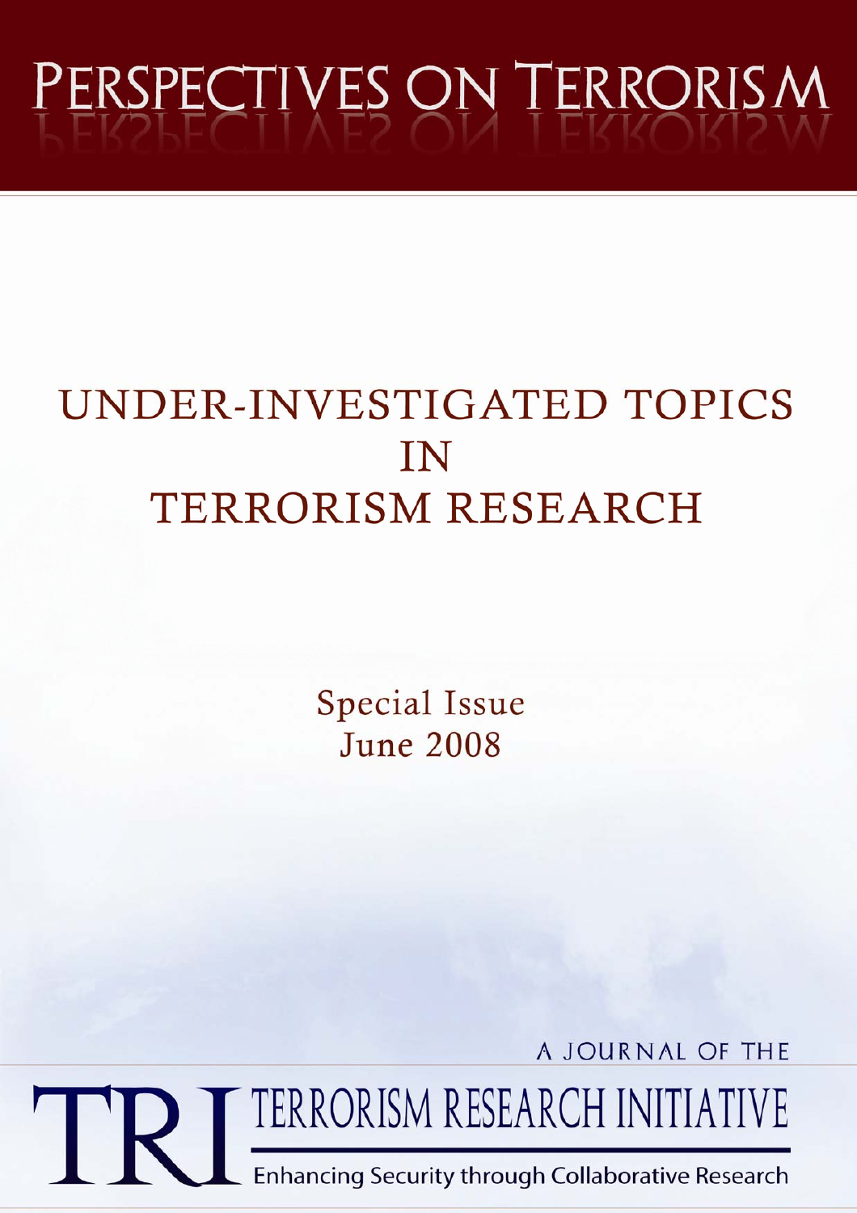# PERSPECTIVES ON TERRORISM

## UNDER-INVESTIGATED TOPICS IN TERRORISM RESEARCH

Special Issue
June 2008

A JOURNAL OF THE

TRI TERRORISM RESEARCH INITIATIVE

Enhancing Security through Collaborative Research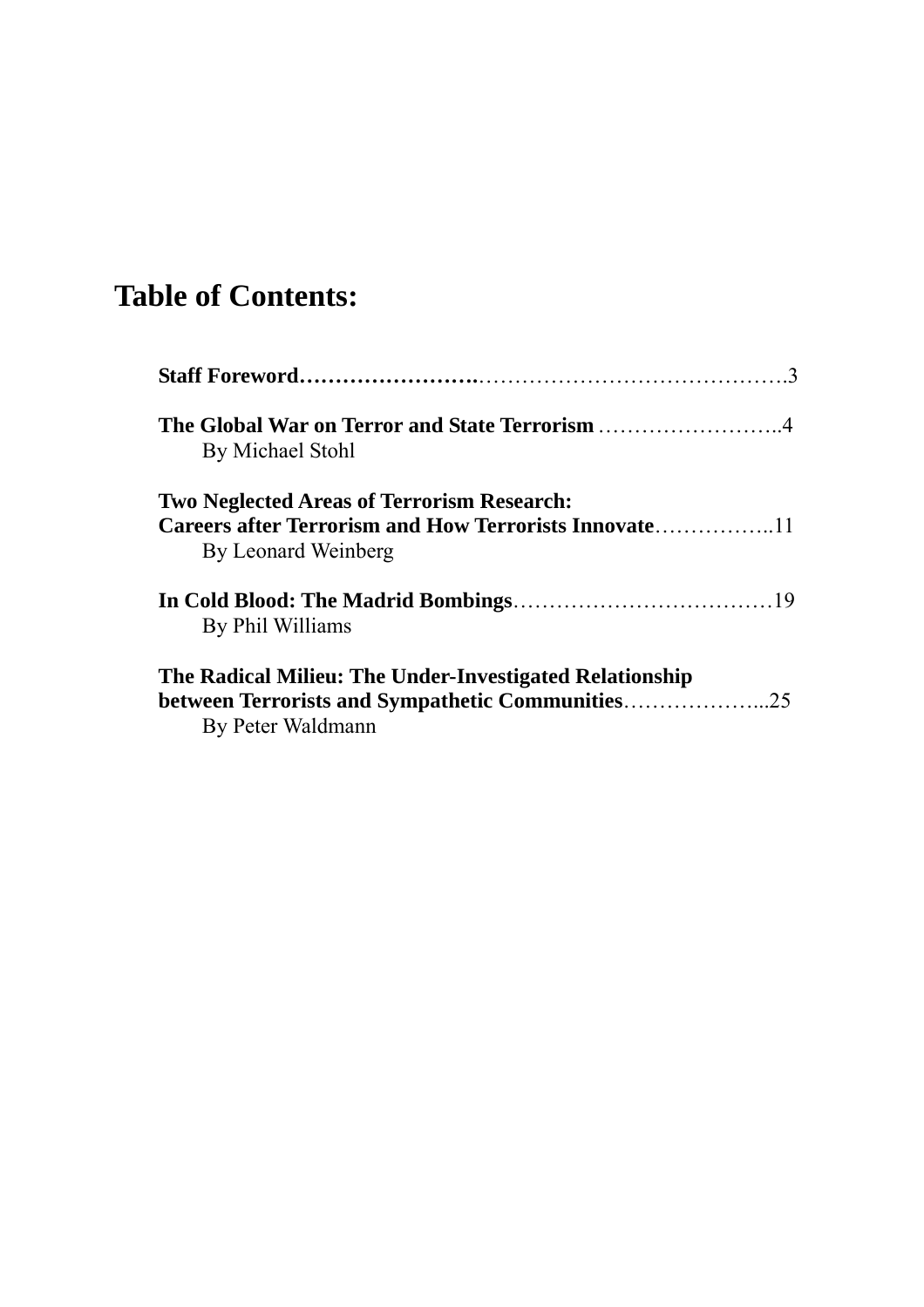# Table of Contents:

**Staff Foreword……………………**……………………………………3

**The Global War on Terror and State Terrorism** ……………………..4
By Michael Stohl

**Two Neglected Areas of Terrorism Research:**
**Careers after Terrorism and How Terrorists Innovate**……………..11
By Leonard Weinberg

**In Cold Blood: The Madrid Bombings**………………………………19
By Phil Williams

**The Radical Milieu: The Under-Investigated Relationship**
**between Terrorists and Sympathetic Communities**………………...25
By Peter Waldmann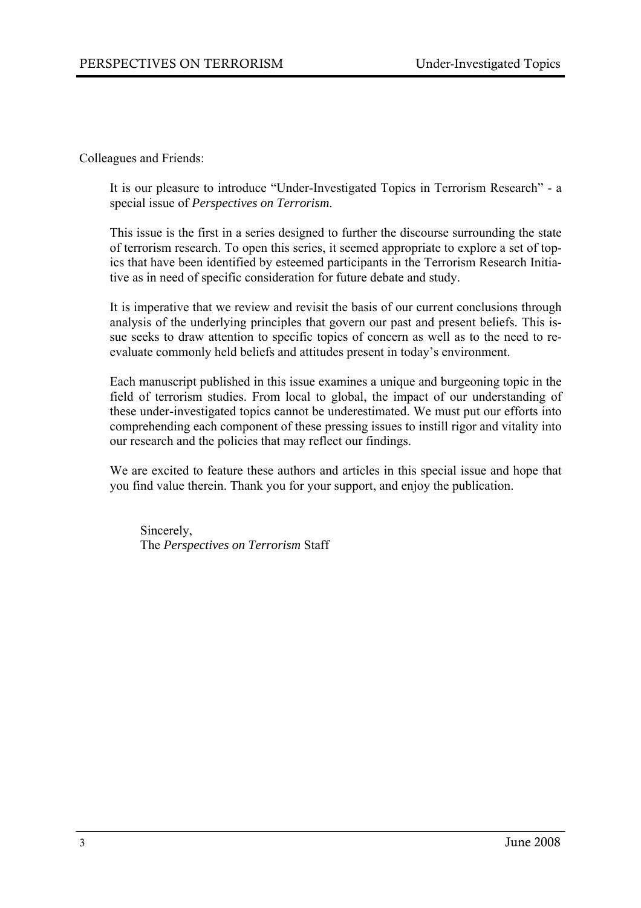Colleagues and Friends:

It is our pleasure to introduce "Under-Investigated Topics in Terrorism Research" - a special issue of *Perspectives on Terrorism*.

This issue is the first in a series designed to further the discourse surrounding the state of terrorism research. To open this series, it seemed appropriate to explore a set of topics that have been identified by esteemed participants in the Terrorism Research Initiative as in need of specific consideration for future debate and study.

It is imperative that we review and revisit the basis of our current conclusions through analysis of the underlying principles that govern our past and present beliefs. This issue seeks to draw attention to specific topics of concern as well as to the need to re-evaluate commonly held beliefs and attitudes present in today's environment.

Each manuscript published in this issue examines a unique and burgeoning topic in the field of terrorism studies. From local to global, the impact of our understanding of these under-investigated topics cannot be underestimated. We must put our efforts into comprehending each component of these pressing issues to instill rigor and vitality into our research and the policies that may reflect our findings.

We are excited to feature these authors and articles in this special issue and hope that you find value therein. Thank you for your support, and enjoy the publication.

Sincerely,
The *Perspectives on Terrorism* Staff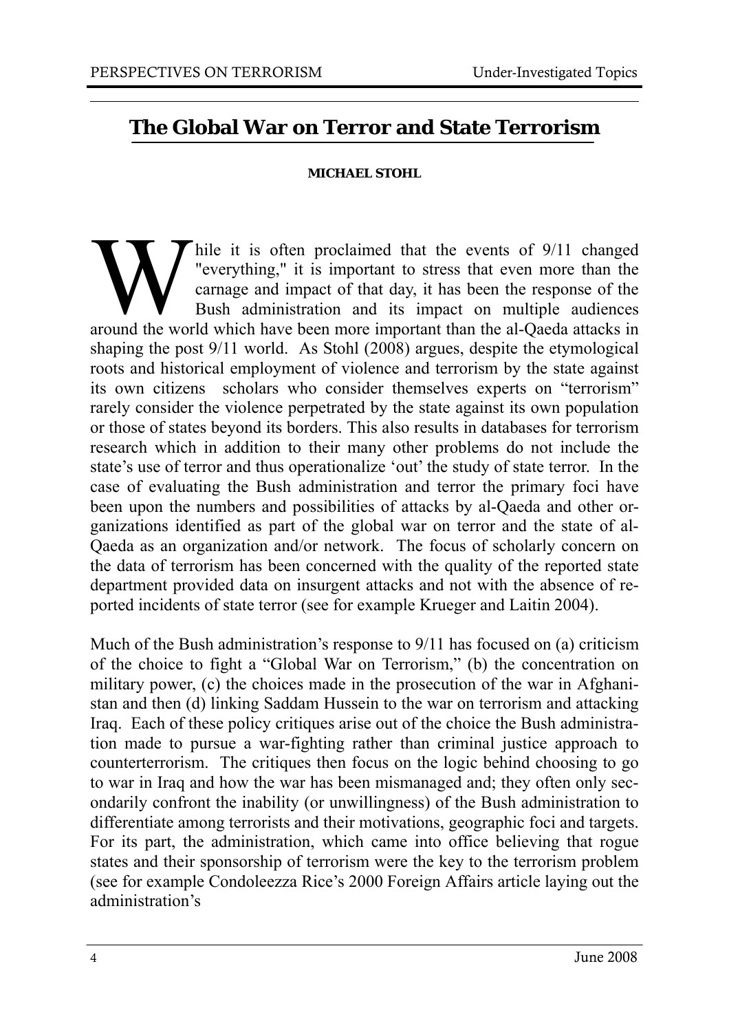# The Global War on Terror and State Terrorism

**MICHAEL STOHL**

While it is often proclaimed that the events of 9/11 changed "everything," it is important to stress that even more than the carnage and impact of that day, it has been the response of the Bush administration and its impact on multiple audiences around the world which have been more important than the al-Qaeda attacks in shaping the post 9/11 world. As Stohl (2008) argues, despite the etymological roots and historical employment of violence and terrorism by the state against its own citizens scholars who consider themselves experts on "terrorism" rarely consider the violence perpetrated by the state against its own population or those of states beyond its borders. This also results in databases for terrorism research which in addition to their many other problems do not include the state's use of terror and thus operationalize 'out' the study of state terror. In the case of evaluating the Bush administration and terror the primary foci have been upon the numbers and possibilities of attacks by al-Qaeda and other organizations identified as part of the global war on terror and the state of al-Qaeda as an organization and/or network. The focus of scholarly concern on the data of terrorism has been concerned with the quality of the reported state department provided data on insurgent attacks and not with the absence of reported incidents of state terror (see for example Krueger and Laitin 2004).

Much of the Bush administration's response to 9/11 has focused on (a) criticism of the choice to fight a "Global War on Terrorism," (b) the concentration on military power, (c) the choices made in the prosecution of the war in Afghanistan and then (d) linking Saddam Hussein to the war on terrorism and attacking Iraq. Each of these policy critiques arise out of the choice the Bush administration made to pursue a war-fighting rather than criminal justice approach to counterterrorism. The critiques then focus on the logic behind choosing to go to war in Iraq and how the war has been mismanaged and; they often only secondarily confront the inability (or unwillingness) of the Bush administration to differentiate among terrorists and their motivations, geographic foci and targets. For its part, the administration, which came into office believing that rogue states and their sponsorship of terrorism were the key to the terrorism problem (see for example Condoleezza Rice's 2000 Foreign Affairs article laying out the administration's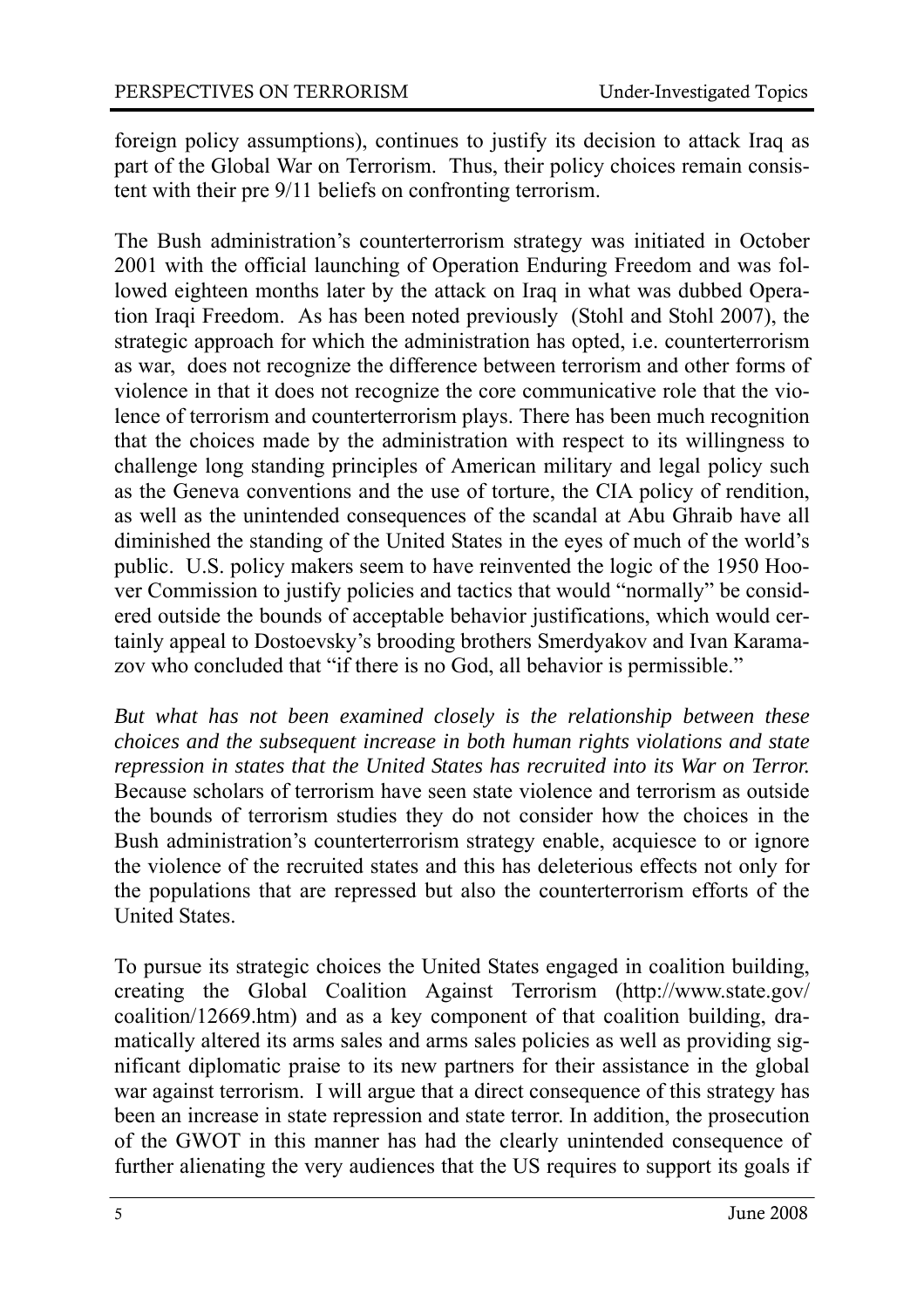foreign policy assumptions), continues to justify its decision to attack Iraq as part of the Global War on Terrorism. Thus, their policy choices remain consistent with their pre 9/11 beliefs on confronting terrorism.

The Bush administration's counterterrorism strategy was initiated in October 2001 with the official launching of Operation Enduring Freedom and was followed eighteen months later by the attack on Iraq in what was dubbed Operation Iraqi Freedom. As has been noted previously (Stohl and Stohl 2007), the strategic approach for which the administration has opted, i.e. counterterrorism as war, does not recognize the difference between terrorism and other forms of violence in that it does not recognize the core communicative role that the violence of terrorism and counterterrorism plays. There has been much recognition that the choices made by the administration with respect to its willingness to challenge long standing principles of American military and legal policy such as the Geneva conventions and the use of torture, the CIA policy of rendition, as well as the unintended consequences of the scandal at Abu Ghraib have all diminished the standing of the United States in the eyes of much of the world's public. U.S. policy makers seem to have reinvented the logic of the 1950 Hoover Commission to justify policies and tactics that would "normally" be considered outside the bounds of acceptable behavior justifications, which would certainly appeal to Dostoevsky's brooding brothers Smerdyakov and Ivan Karamazov who concluded that "if there is no God, all behavior is permissible."

*But what has not been examined closely is the relationship between these choices and the subsequent increase in both human rights violations and state repression in states that the United States has recruited into its War on Terror.* Because scholars of terrorism have seen state violence and terrorism as outside the bounds of terrorism studies they do not consider how the choices in the Bush administration's counterterrorism strategy enable, acquiesce to or ignore the violence of the recruited states and this has deleterious effects not only for the populations that are repressed but also the counterterrorism efforts of the United States.

To pursue its strategic choices the United States engaged in coalition building, creating the Global Coalition Against Terrorism (http://www.state.gov/coalition/12669.htm) and as a key component of that coalition building, dramatically altered its arms sales and arms sales policies as well as providing significant diplomatic praise to its new partners for their assistance in the global war against terrorism. I will argue that a direct consequence of this strategy has been an increase in state repression and state terror. In addition, the prosecution of the GWOT in this manner has had the clearly unintended consequence of further alienating the very audiences that the US requires to support its goals if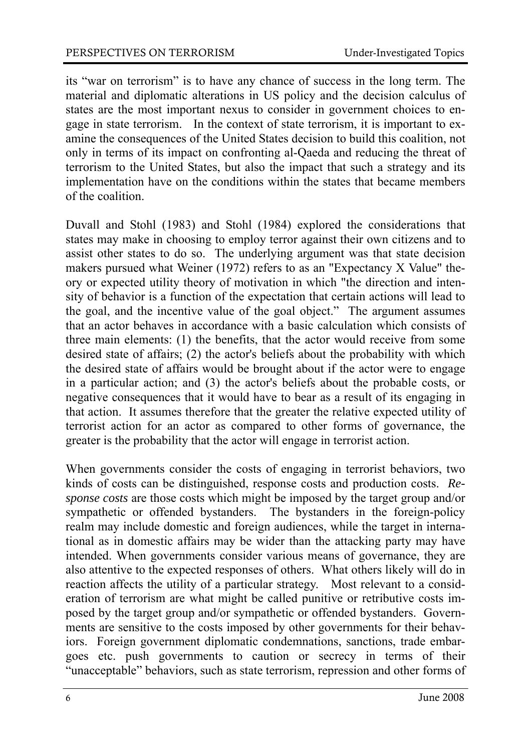its "war on terrorism" is to have any chance of success in the long term. The material and diplomatic alterations in US policy and the decision calculus of states are the most important nexus to consider in government choices to engage in state terrorism. In the context of state terrorism, it is important to examine the consequences of the United States decision to build this coalition, not only in terms of its impact on confronting al-Qaeda and reducing the threat of terrorism to the United States, but also the impact that such a strategy and its implementation have on the conditions within the states that became members of the coalition.

Duvall and Stohl (1983) and Stohl (1984) explored the considerations that states may make in choosing to employ terror against their own citizens and to assist other states to do so. The underlying argument was that state decision makers pursued what Weiner (1972) refers to as an "Expectancy X Value" theory or expected utility theory of motivation in which "the direction and intensity of behavior is a function of the expectation that certain actions will lead to the goal, and the incentive value of the goal object." The argument assumes that an actor behaves in accordance with a basic calculation which consists of three main elements: (1) the benefits, that the actor would receive from some desired state of affairs; (2) the actor's beliefs about the probability with which the desired state of affairs would be brought about if the actor were to engage in a particular action; and (3) the actor's beliefs about the probable costs, or negative consequences that it would have to bear as a result of its engaging in that action. It assumes therefore that the greater the relative expected utility of terrorist action for an actor as compared to other forms of governance, the greater is the probability that the actor will engage in terrorist action.

When governments consider the costs of engaging in terrorist behaviors, two kinds of costs can be distinguished, response costs and production costs. *Response costs* are those costs which might be imposed by the target group and/or sympathetic or offended bystanders. The bystanders in the foreign-policy realm may include domestic and foreign audiences, while the target in international as in domestic affairs may be wider than the attacking party may have intended. When governments consider various means of governance, they are also attentive to the expected responses of others. What others likely will do in reaction affects the utility of a particular strategy. Most relevant to a consideration of terrorism are what might be called punitive or retributive costs imposed by the target group and/or sympathetic or offended bystanders. Governments are sensitive to the costs imposed by other governments for their behaviors. Foreign government diplomatic condemnations, sanctions, trade embargoes etc. push governments to caution or secrecy in terms of their "unacceptable" behaviors, such as state terrorism, repression and other forms of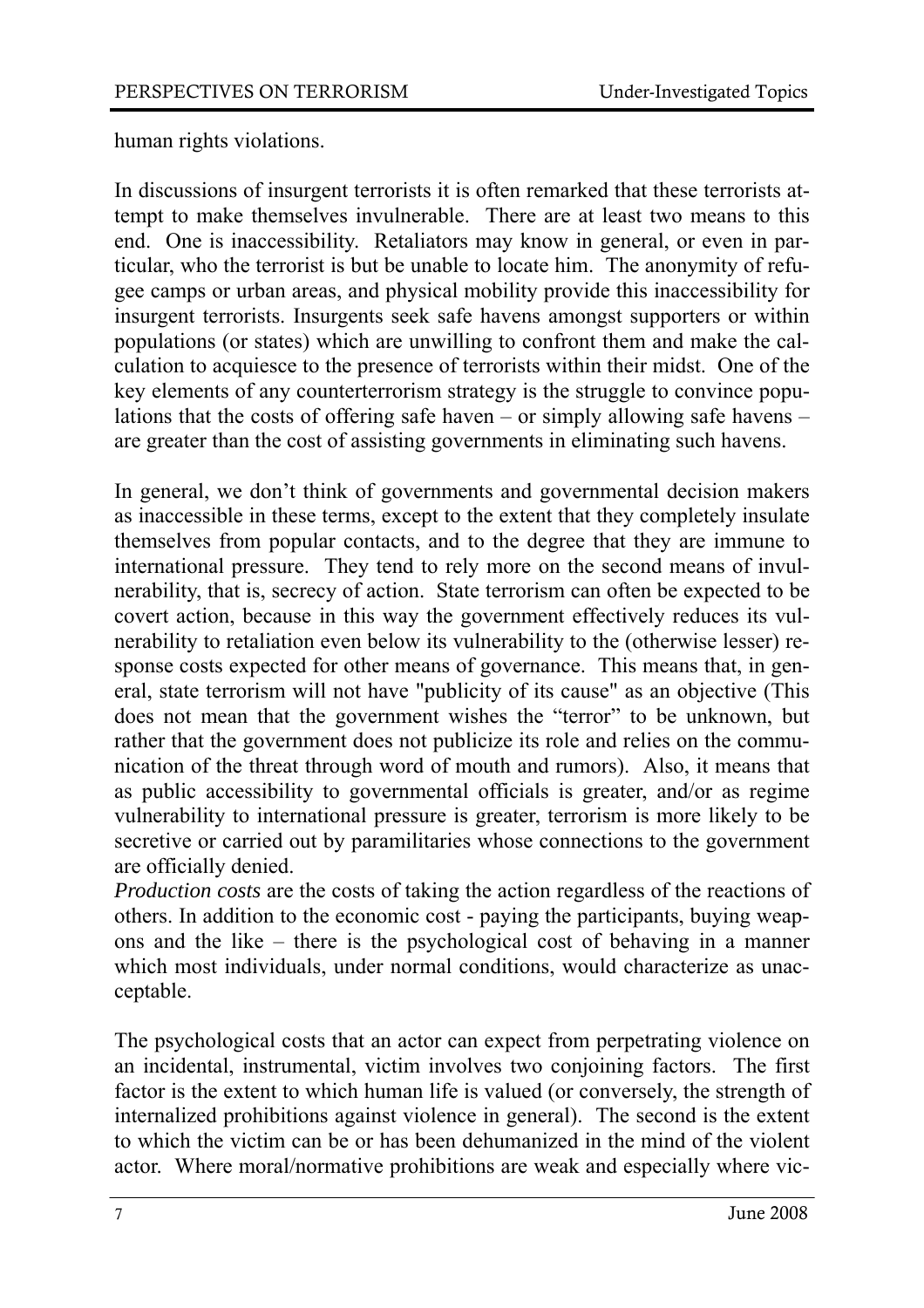human rights violations.

In discussions of insurgent terrorists it is often remarked that these terrorists attempt to make themselves invulnerable. There are at least two means to this end. One is inaccessibility. Retaliators may know in general, or even in particular, who the terrorist is but be unable to locate him. The anonymity of refugee camps or urban areas, and physical mobility provide this inaccessibility for insurgent terrorists. Insurgents seek safe havens amongst supporters or within populations (or states) which are unwilling to confront them and make the calculation to acquiesce to the presence of terrorists within their midst. One of the key elements of any counterterrorism strategy is the struggle to convince populations that the costs of offering safe haven – or simply allowing safe havens – are greater than the cost of assisting governments in eliminating such havens.

In general, we don't think of governments and governmental decision makers as inaccessible in these terms, except to the extent that they completely insulate themselves from popular contacts, and to the degree that they are immune to international pressure. They tend to rely more on the second means of invulnerability, that is, secrecy of action. State terrorism can often be expected to be covert action, because in this way the government effectively reduces its vulnerability to retaliation even below its vulnerability to the (otherwise lesser) response costs expected for other means of governance. This means that, in general, state terrorism will not have "publicity of its cause" as an objective (This does not mean that the government wishes the "terror" to be unknown, but rather that the government does not publicize its role and relies on the communication of the threat through word of mouth and rumors). Also, it means that as public accessibility to governmental officials is greater, and/or as regime vulnerability to international pressure is greater, terrorism is more likely to be secretive or carried out by paramilitaries whose connections to the government are officially denied.

*Production costs* are the costs of taking the action regardless of the reactions of others. In addition to the economic cost - paying the participants, buying weapons and the like – there is the psychological cost of behaving in a manner which most individuals, under normal conditions, would characterize as unacceptable.

The psychological costs that an actor can expect from perpetrating violence on an incidental, instrumental, victim involves two conjoining factors. The first factor is the extent to which human life is valued (or conversely, the strength of internalized prohibitions against violence in general). The second is the extent to which the victim can be or has been dehumanized in the mind of the violent actor. Where moral/normative prohibitions are weak and especially where vic-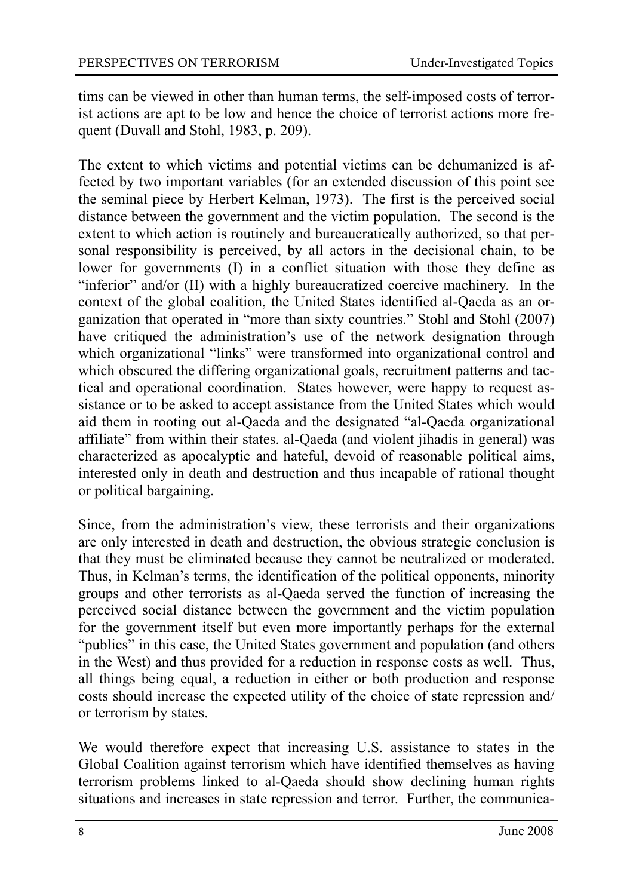tims can be viewed in other than human terms, the self-imposed costs of terrorist actions are apt to be low and hence the choice of terrorist actions more frequent (Duvall and Stohl, 1983, p. 209).

The extent to which victims and potential victims can be dehumanized is affected by two important variables (for an extended discussion of this point see the seminal piece by Herbert Kelman, 1973). The first is the perceived social distance between the government and the victim population. The second is the extent to which action is routinely and bureaucratically authorized, so that personal responsibility is perceived, by all actors in the decisional chain, to be lower for governments (I) in a conflict situation with those they define as "inferior" and/or (II) with a highly bureaucratized coercive machinery. In the context of the global coalition, the United States identified al-Qaeda as an organization that operated in "more than sixty countries." Stohl and Stohl (2007) have critiqued the administration's use of the network designation through which organizational "links" were transformed into organizational control and which obscured the differing organizational goals, recruitment patterns and tactical and operational coordination. States however, were happy to request assistance or to be asked to accept assistance from the United States which would aid them in rooting out al-Qaeda and the designated "al-Qaeda organizational affiliate" from within their states. al-Qaeda (and violent jihadis in general) was characterized as apocalyptic and hateful, devoid of reasonable political aims, interested only in death and destruction and thus incapable of rational thought or political bargaining.

Since, from the administration's view, these terrorists and their organizations are only interested in death and destruction, the obvious strategic conclusion is that they must be eliminated because they cannot be neutralized or moderated. Thus, in Kelman's terms, the identification of the political opponents, minority groups and other terrorists as al-Qaeda served the function of increasing the perceived social distance between the government and the victim population for the government itself but even more importantly perhaps for the external "publics" in this case, the United States government and population (and others in the West) and thus provided for a reduction in response costs as well. Thus, all things being equal, a reduction in either or both production and response costs should increase the expected utility of the choice of state repression and/or terrorism by states.

We would therefore expect that increasing U.S. assistance to states in the Global Coalition against terrorism which have identified themselves as having terrorism problems linked to al-Qaeda should show declining human rights situations and increases in state repression and terror. Further, the communica-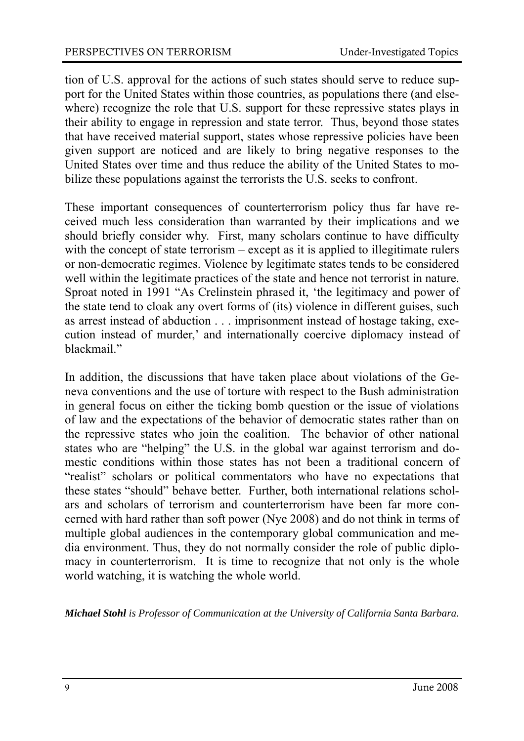tion of U.S. approval for the actions of such states should serve to reduce support for the United States within those countries, as populations there (and elsewhere) recognize the role that U.S. support for these repressive states plays in their ability to engage in repression and state terror. Thus, beyond those states that have received material support, states whose repressive policies have been given support are noticed and are likely to bring negative responses to the United States over time and thus reduce the ability of the United States to mobilize these populations against the terrorists the U.S. seeks to confront.

These important consequences of counterterrorism policy thus far have received much less consideration than warranted by their implications and we should briefly consider why. First, many scholars continue to have difficulty with the concept of state terrorism – except as it is applied to illegitimate rulers or non-democratic regimes. Violence by legitimate states tends to be considered well within the legitimate practices of the state and hence not terrorist in nature. Sproat noted in 1991 "As Crelinstein phrased it, 'the legitimacy and power of the state tend to cloak any overt forms of (its) violence in different guises, such as arrest instead of abduction . . . imprisonment instead of hostage taking, execution instead of murder,' and internationally coercive diplomacy instead of blackmail."

In addition, the discussions that have taken place about violations of the Geneva conventions and the use of torture with respect to the Bush administration in general focus on either the ticking bomb question or the issue of violations of law and the expectations of the behavior of democratic states rather than on the repressive states who join the coalition. The behavior of other national states who are "helping" the U.S. in the global war against terrorism and domestic conditions within those states has not been a traditional concern of "realist" scholars or political commentators who have no expectations that these states "should" behave better. Further, both international relations scholars and scholars of terrorism and counterterrorism have been far more concerned with hard rather than soft power (Nye 2008) and do not think in terms of multiple global audiences in the contemporary global communication and media environment. Thus, they do not normally consider the role of public diplomacy in counterterrorism. It is time to recognize that not only is the whole world watching, it is watching the whole world.

***Michael Stohl*** *is Professor of Communication at the University of California Santa Barbara.*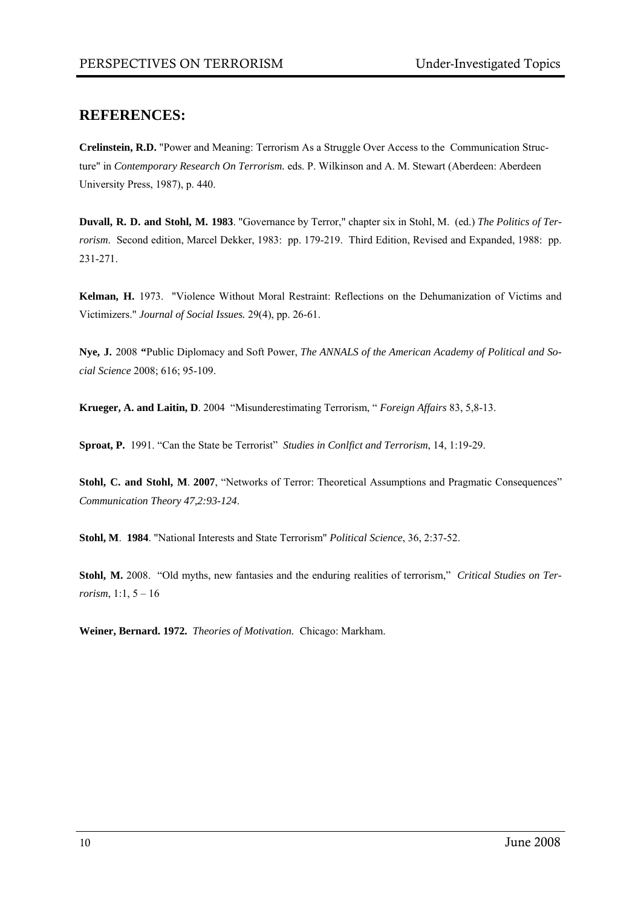## REFERENCES:

**Crelinstein, R.D.** "Power and Meaning: Terrorism As a Struggle Over Access to the Communication Structure" in *Contemporary Research On Terrorism.* eds. P. Wilkinson and A. M. Stewart (Aberdeen: Aberdeen University Press, 1987), p. 440.

**Duvall, R. D. and Stohl, M. 1983**. "Governance by Terror," chapter six in Stohl, M. (ed.) *The Politics of Terrorism*. Second edition, Marcel Dekker, 1983: pp. 179-219. Third Edition, Revised and Expanded, 1988: pp. 231-271.

**Kelman, H.** 1973. "Violence Without Moral Restraint: Reflections on the Dehumanization of Victims and Victimizers." *Journal of Social Issues.* 29(4), pp. 26-61.

**Nye, J.** 2008 **"**Public Diplomacy and Soft Power, *The ANNALS of the American Academy of Political and Social Science* 2008; 616; 95-109.

**Krueger, A. and Laitin, D**. 2004 "Misunderestimating Terrorism, " *Foreign Affairs* 83, 5,8-13.

**Sproat, P.** 1991. "Can the State be Terrorist" *Studies in Conlfict and Terrorism*, 14, 1:19-29.

**Stohl, C. and Stohl, M**. **2007**, "Networks of Terror: Theoretical Assumptions and Pragmatic Consequences" *Communication Theory 47,2:93-124*.

**Stohl, M**. **1984**. "National Interests and State Terrorism" *Political Science*, 36, 2:37-52.

**Stohl, M.** 2008. "Old myths, new fantasies and the enduring realities of terrorism," *Critical Studies on Terrorism*, 1:1, 5 – 16

**Weiner, Bernard. 1972.** *Theories of Motivation.* Chicago: Markham.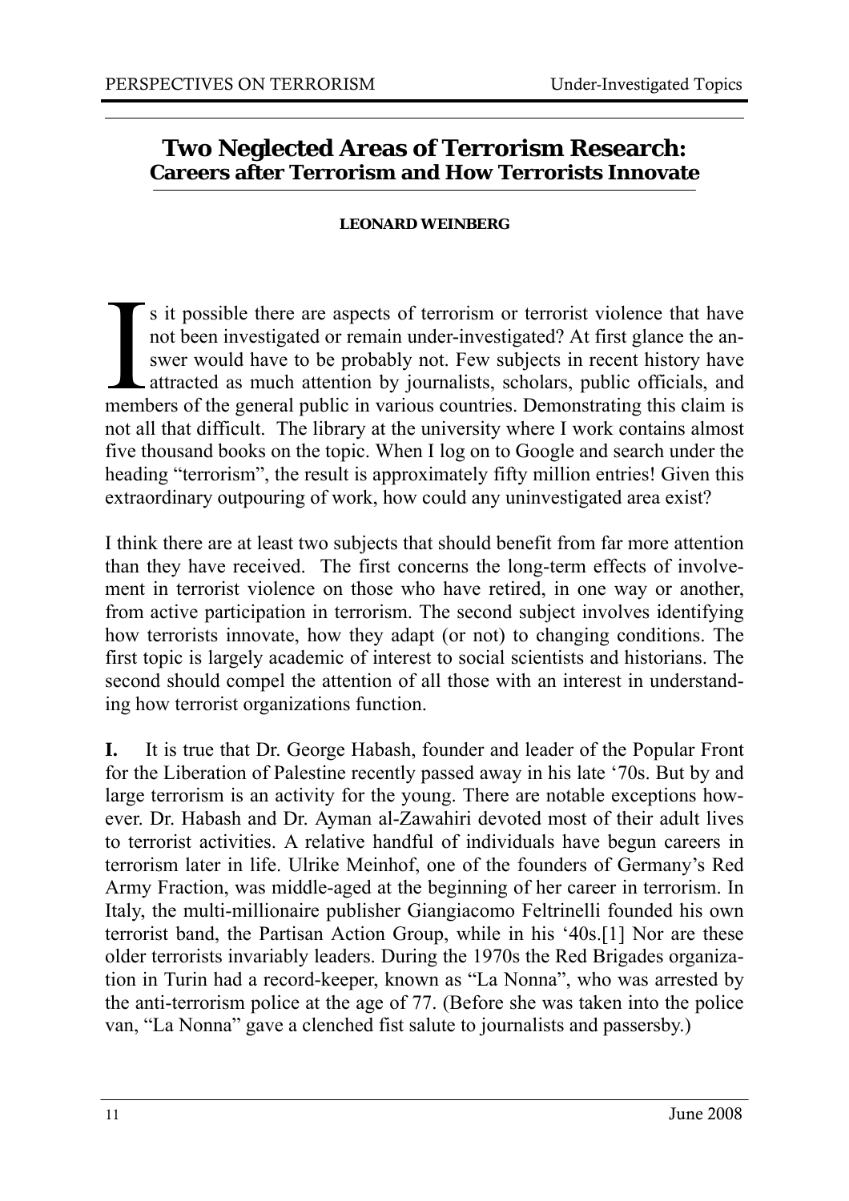# Two Neglected Areas of Terrorism Research:
## Careers after Terrorism and How Terrorists Innovate

**LEONARD WEINBERG**

Is it possible there are aspects of terrorism or terrorist violence that have not been investigated or remain under-investigated? At first glance the answer would have to be probably not. Few subjects in recent history have attracted as much attention by journalists, scholars, public officials, and members of the general public in various countries. Demonstrating this claim is not all that difficult. The library at the university where I work contains almost five thousand books on the topic. When I log on to Google and search under the heading "terrorism", the result is approximately fifty million entries! Given this extraordinary outpouring of work, how could any uninvestigated area exist?

I think there are at least two subjects that should benefit from far more attention than they have received. The first concerns the long-term effects of involvement in terrorist violence on those who have retired, in one way or another, from active participation in terrorism. The second subject involves identifying how terrorists innovate, how they adapt (or not) to changing conditions. The first topic is largely academic of interest to social scientists and historians. The second should compel the attention of all those with an interest in understanding how terrorist organizations function.

**I.** It is true that Dr. George Habash, founder and leader of the Popular Front for the Liberation of Palestine recently passed away in his late '70s. But by and large terrorism is an activity for the young. There are notable exceptions however. Dr. Habash and Dr. Ayman al-Zawahiri devoted most of their adult lives to terrorist activities. A relative handful of individuals have begun careers in terrorism later in life. Ulrike Meinhof, one of the founders of Germany's Red Army Fraction, was middle-aged at the beginning of her career in terrorism. In Italy, the multi-millionaire publisher Giangiacomo Feltrinelli founded his own terrorist band, the Partisan Action Group, while in his '40s.[1] Nor are these older terrorists invariably leaders. During the 1970s the Red Brigades organization in Turin had a record-keeper, known as "La Nonna", who was arrested by the anti-terrorism police at the age of 77. (Before she was taken into the police van, "La Nonna" gave a clenched fist salute to journalists and passersby.)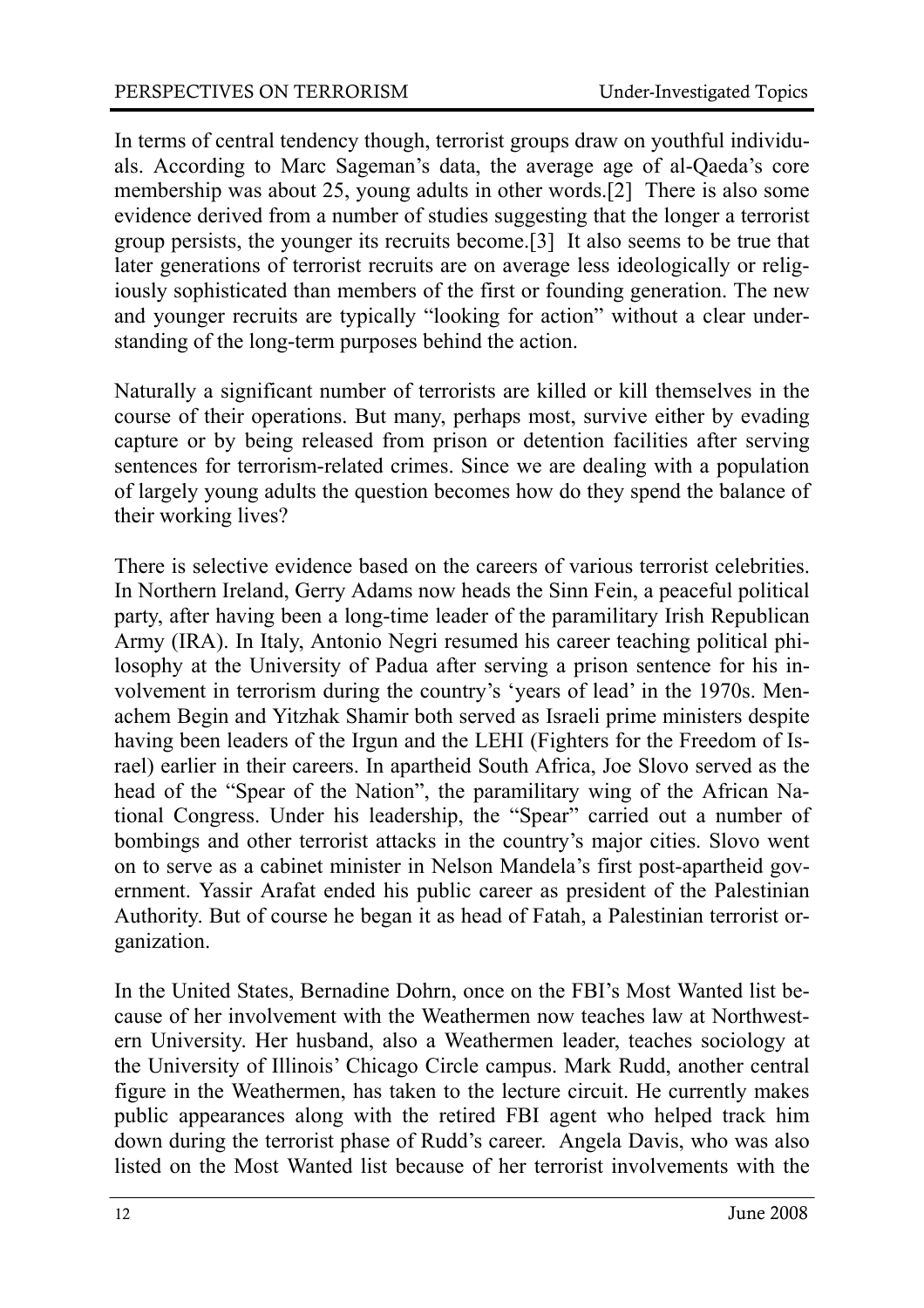In terms of central tendency though, terrorist groups draw on youthful individuals. According to Marc Sageman's data, the average age of al-Qaeda's core membership was about 25, young adults in other words.[2] There is also some evidence derived from a number of studies suggesting that the longer a terrorist group persists, the younger its recruits become.[3] It also seems to be true that later generations of terrorist recruits are on average less ideologically or religiously sophisticated than members of the first or founding generation. The new and younger recruits are typically "looking for action" without a clear understanding of the long-term purposes behind the action.

Naturally a significant number of terrorists are killed or kill themselves in the course of their operations. But many, perhaps most, survive either by evading capture or by being released from prison or detention facilities after serving sentences for terrorism-related crimes. Since we are dealing with a population of largely young adults the question becomes how do they spend the balance of their working lives?

There is selective evidence based on the careers of various terrorist celebrities. In Northern Ireland, Gerry Adams now heads the Sinn Fein, a peaceful political party, after having been a long-time leader of the paramilitary Irish Republican Army (IRA). In Italy, Antonio Negri resumed his career teaching political philosophy at the University of Padua after serving a prison sentence for his involvement in terrorism during the country's 'years of lead' in the 1970s. Menachem Begin and Yitzhak Shamir both served as Israeli prime ministers despite having been leaders of the Irgun and the LEHI (Fighters for the Freedom of Israel) earlier in their careers. In apartheid South Africa, Joe Slovo served as the head of the "Spear of the Nation", the paramilitary wing of the African National Congress. Under his leadership, the "Spear" carried out a number of bombings and other terrorist attacks in the country's major cities. Slovo went on to serve as a cabinet minister in Nelson Mandela's first post-apartheid government. Yassir Arafat ended his public career as president of the Palestinian Authority. But of course he began it as head of Fatah, a Palestinian terrorist organization.

In the United States, Bernadine Dohrn, once on the FBI's Most Wanted list because of her involvement with the Weathermen now teaches law at Northwestern University. Her husband, also a Weathermen leader, teaches sociology at the University of Illinois' Chicago Circle campus. Mark Rudd, another central figure in the Weathermen, has taken to the lecture circuit. He currently makes public appearances along with the retired FBI agent who helped track him down during the terrorist phase of Rudd's career. Angela Davis, who was also listed on the Most Wanted list because of her terrorist involvements with the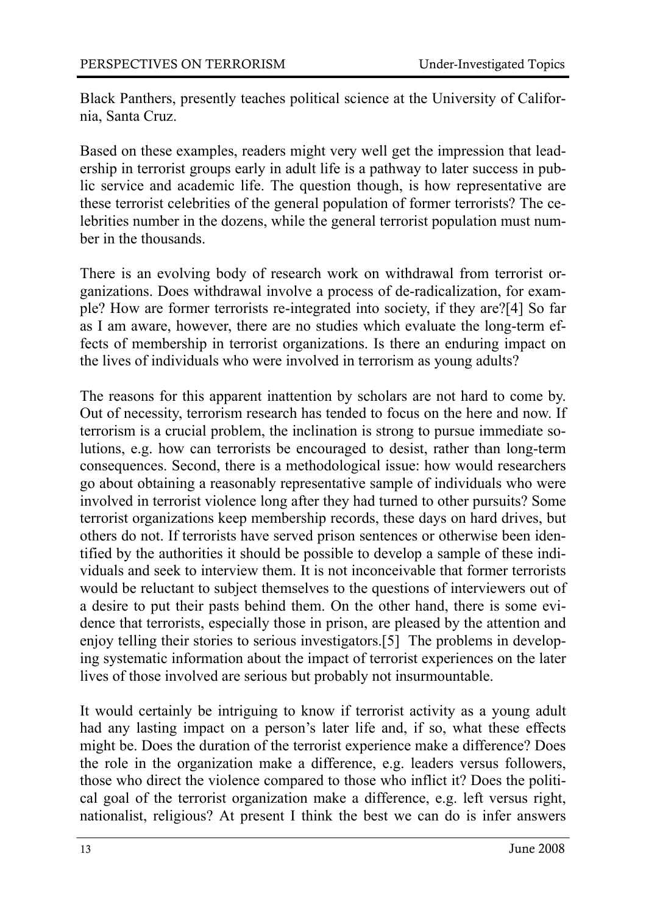Black Panthers, presently teaches political science at the University of California, Santa Cruz.

Based on these examples, readers might very well get the impression that leadership in terrorist groups early in adult life is a pathway to later success in public service and academic life. The question though, is how representative are these terrorist celebrities of the general population of former terrorists? The celebrities number in the dozens, while the general terrorist population must number in the thousands.

There is an evolving body of research work on withdrawal from terrorist organizations. Does withdrawal involve a process of de-radicalization, for example? How are former terrorists re-integrated into society, if they are?[4] So far as I am aware, however, there are no studies which evaluate the long-term effects of membership in terrorist organizations. Is there an enduring impact on the lives of individuals who were involved in terrorism as young adults?

The reasons for this apparent inattention by scholars are not hard to come by. Out of necessity, terrorism research has tended to focus on the here and now. If terrorism is a crucial problem, the inclination is strong to pursue immediate solutions, e.g. how can terrorists be encouraged to desist, rather than long-term consequences. Second, there is a methodological issue: how would researchers go about obtaining a reasonably representative sample of individuals who were involved in terrorist violence long after they had turned to other pursuits? Some terrorist organizations keep membership records, these days on hard drives, but others do not. If terrorists have served prison sentences or otherwise been identified by the authorities it should be possible to develop a sample of these individuals and seek to interview them. It is not inconceivable that former terrorists would be reluctant to subject themselves to the questions of interviewers out of a desire to put their pasts behind them. On the other hand, there is some evidence that terrorists, especially those in prison, are pleased by the attention and enjoy telling their stories to serious investigators.[5] The problems in developing systematic information about the impact of terrorist experiences on the later lives of those involved are serious but probably not insurmountable.

It would certainly be intriguing to know if terrorist activity as a young adult had any lasting impact on a person's later life and, if so, what these effects might be. Does the duration of the terrorist experience make a difference? Does the role in the organization make a difference, e.g. leaders versus followers, those who direct the violence compared to those who inflict it? Does the political goal of the terrorist organization make a difference, e.g. left versus right, nationalist, religious? At present I think the best we can do is infer answers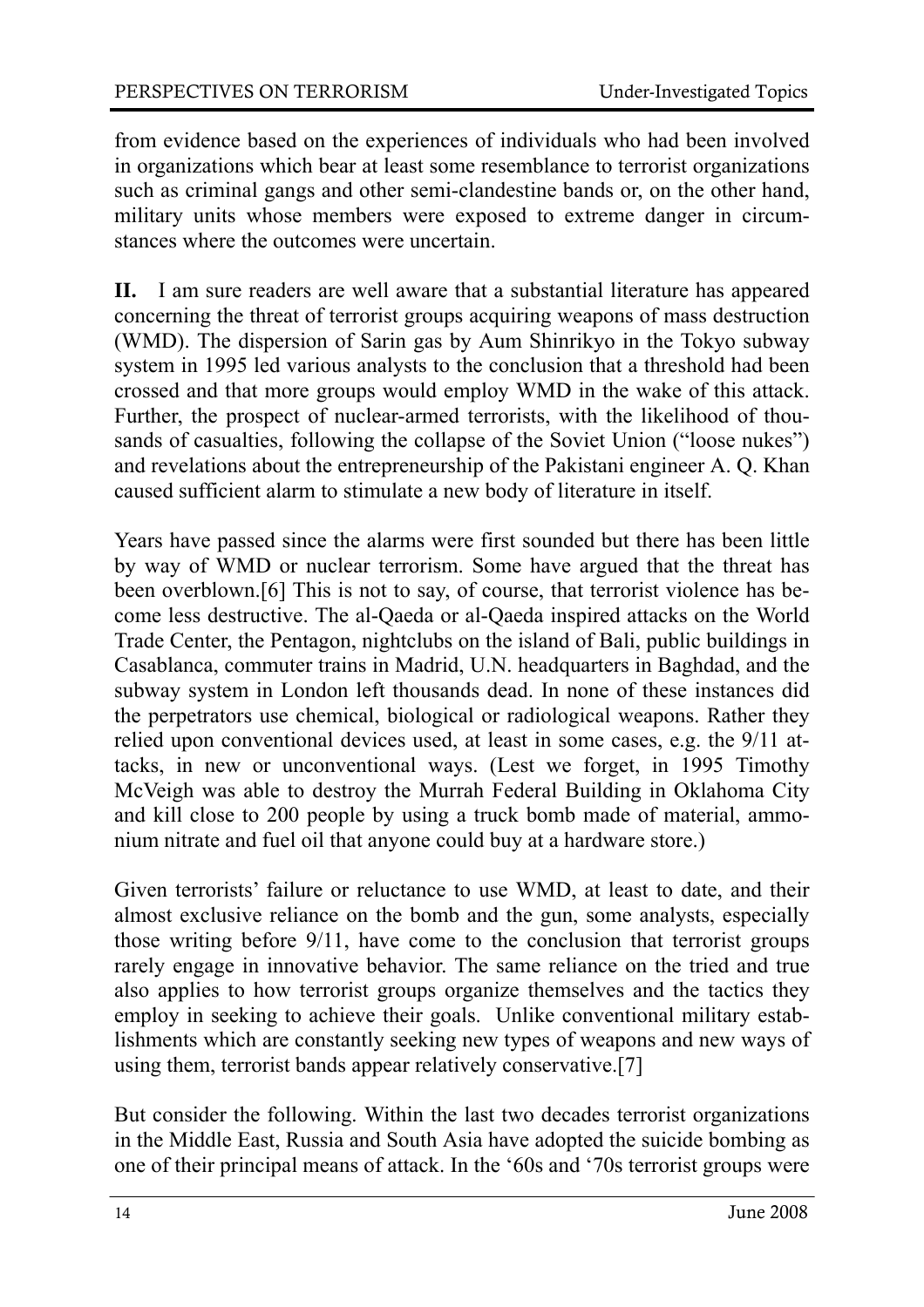from evidence based on the experiences of individuals who had been involved in organizations which bear at least some resemblance to terrorist organizations such as criminal gangs and other semi-clandestine bands or, on the other hand, military units whose members were exposed to extreme danger in circumstances where the outcomes were uncertain.

**II.** I am sure readers are well aware that a substantial literature has appeared concerning the threat of terrorist groups acquiring weapons of mass destruction (WMD). The dispersion of Sarin gas by Aum Shinrikyo in the Tokyo subway system in 1995 led various analysts to the conclusion that a threshold had been crossed and that more groups would employ WMD in the wake of this attack. Further, the prospect of nuclear-armed terrorists, with the likelihood of thousands of casualties, following the collapse of the Soviet Union ("loose nukes") and revelations about the entrepreneurship of the Pakistani engineer A. Q. Khan caused sufficient alarm to stimulate a new body of literature in itself.

Years have passed since the alarms were first sounded but there has been little by way of WMD or nuclear terrorism. Some have argued that the threat has been overblown.[6] This is not to say, of course, that terrorist violence has become less destructive. The al-Qaeda or al-Qaeda inspired attacks on the World Trade Center, the Pentagon, nightclubs on the island of Bali, public buildings in Casablanca, commuter trains in Madrid, U.N. headquarters in Baghdad, and the subway system in London left thousands dead. In none of these instances did the perpetrators use chemical, biological or radiological weapons. Rather they relied upon conventional devices used, at least in some cases, e.g. the 9/11 attacks, in new or unconventional ways. (Lest we forget, in 1995 Timothy McVeigh was able to destroy the Murrah Federal Building in Oklahoma City and kill close to 200 people by using a truck bomb made of material, ammonium nitrate and fuel oil that anyone could buy at a hardware store.)

Given terrorists' failure or reluctance to use WMD, at least to date, and their almost exclusive reliance on the bomb and the gun, some analysts, especially those writing before 9/11, have come to the conclusion that terrorist groups rarely engage in innovative behavior. The same reliance on the tried and true also applies to how terrorist groups organize themselves and the tactics they employ in seeking to achieve their goals. Unlike conventional military establishments which are constantly seeking new types of weapons and new ways of using them, terrorist bands appear relatively conservative.[7]

But consider the following. Within the last two decades terrorist organizations in the Middle East, Russia and South Asia have adopted the suicide bombing as one of their principal means of attack. In the '60s and '70s terrorist groups were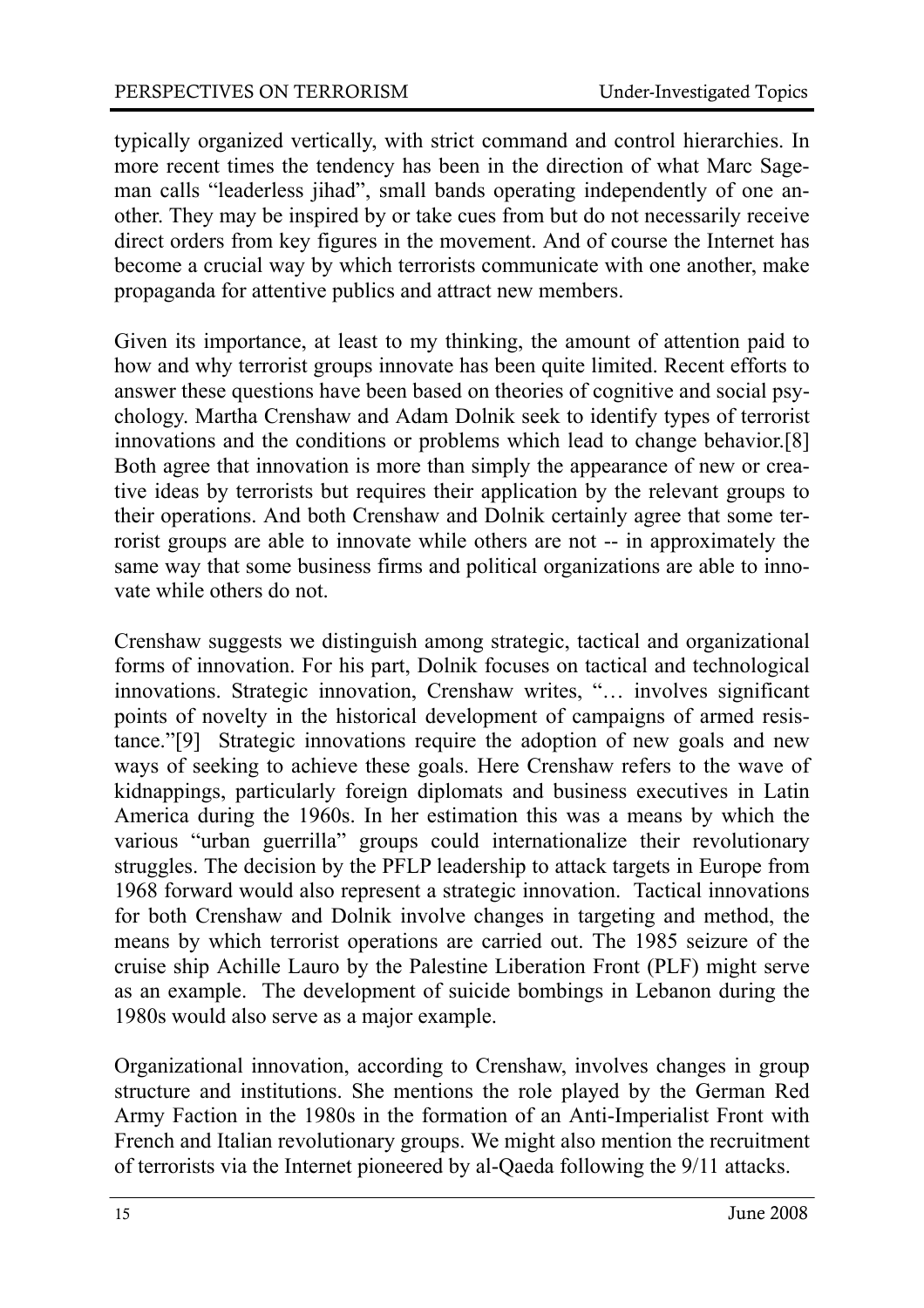typically organized vertically, with strict command and control hierarchies. In more recent times the tendency has been in the direction of what Marc Sageman calls "leaderless jihad", small bands operating independently of one another. They may be inspired by or take cues from but do not necessarily receive direct orders from key figures in the movement. And of course the Internet has become a crucial way by which terrorists communicate with one another, make propaganda for attentive publics and attract new members.

Given its importance, at least to my thinking, the amount of attention paid to how and why terrorist groups innovate has been quite limited. Recent efforts to answer these questions have been based on theories of cognitive and social psychology. Martha Crenshaw and Adam Dolnik seek to identify types of terrorist innovations and the conditions or problems which lead to change behavior.[8] Both agree that innovation is more than simply the appearance of new or creative ideas by terrorists but requires their application by the relevant groups to their operations. And both Crenshaw and Dolnik certainly agree that some terrorist groups are able to innovate while others are not -- in approximately the same way that some business firms and political organizations are able to innovate while others do not.

Crenshaw suggests we distinguish among strategic, tactical and organizational forms of innovation. For his part, Dolnik focuses on tactical and technological innovations. Strategic innovation, Crenshaw writes, "… involves significant points of novelty in the historical development of campaigns of armed resistance."[9] Strategic innovations require the adoption of new goals and new ways of seeking to achieve these goals. Here Crenshaw refers to the wave of kidnappings, particularly foreign diplomats and business executives in Latin America during the 1960s. In her estimation this was a means by which the various "urban guerrilla" groups could internationalize their revolutionary struggles. The decision by the PFLP leadership to attack targets in Europe from 1968 forward would also represent a strategic innovation. Tactical innovations for both Crenshaw and Dolnik involve changes in targeting and method, the means by which terrorist operations are carried out. The 1985 seizure of the cruise ship Achille Lauro by the Palestine Liberation Front (PLF) might serve as an example. The development of suicide bombings in Lebanon during the 1980s would also serve as a major example.

Organizational innovation, according to Crenshaw, involves changes in group structure and institutions. She mentions the role played by the German Red Army Faction in the 1980s in the formation of an Anti-Imperialist Front with French and Italian revolutionary groups. We might also mention the recruitment of terrorists via the Internet pioneered by al-Qaeda following the 9/11 attacks.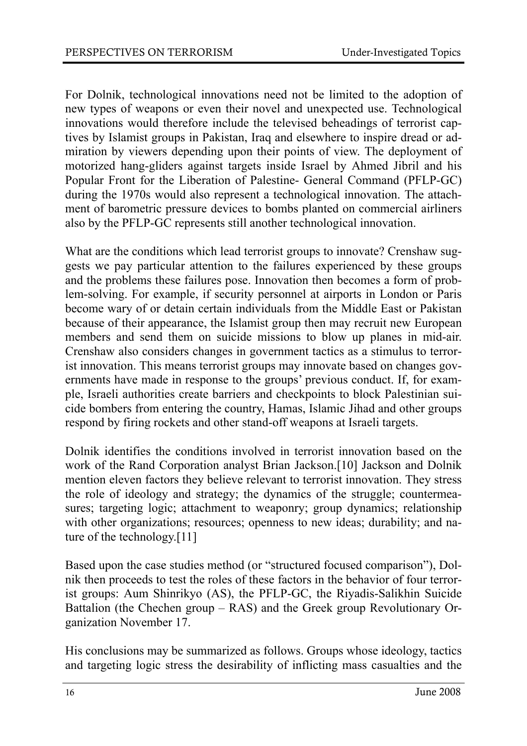For Dolnik, technological innovations need not be limited to the adoption of new types of weapons or even their novel and unexpected use. Technological innovations would therefore include the televised beheadings of terrorist captives by Islamist groups in Pakistan, Iraq and elsewhere to inspire dread or admiration by viewers depending upon their points of view. The deployment of motorized hang-gliders against targets inside Israel by Ahmed Jibril and his Popular Front for the Liberation of Palestine- General Command (PFLP-GC) during the 1970s would also represent a technological innovation. The attachment of barometric pressure devices to bombs planted on commercial airliners also by the PFLP-GC represents still another technological innovation.

What are the conditions which lead terrorist groups to innovate? Crenshaw suggests we pay particular attention to the failures experienced by these groups and the problems these failures pose. Innovation then becomes a form of problem-solving. For example, if security personnel at airports in London or Paris become wary of or detain certain individuals from the Middle East or Pakistan because of their appearance, the Islamist group then may recruit new European members and send them on suicide missions to blow up planes in mid-air. Crenshaw also considers changes in government tactics as a stimulus to terrorist innovation. This means terrorist groups may innovate based on changes governments have made in response to the groups' previous conduct. If, for example, Israeli authorities create barriers and checkpoints to block Palestinian suicide bombers from entering the country, Hamas, Islamic Jihad and other groups respond by firing rockets and other stand-off weapons at Israeli targets.

Dolnik identifies the conditions involved in terrorist innovation based on the work of the Rand Corporation analyst Brian Jackson.[10] Jackson and Dolnik mention eleven factors they believe relevant to terrorist innovation. They stress the role of ideology and strategy; the dynamics of the struggle; countermeasures; targeting logic; attachment to weaponry; group dynamics; relationship with other organizations; resources; openness to new ideas; durability; and nature of the technology.[11]

Based upon the case studies method (or "structured focused comparison"), Dolnik then proceeds to test the roles of these factors in the behavior of four terrorist groups: Aum Shinrikyo (AS), the PFLP-GC, the Riyadis-Salikhin Suicide Battalion (the Chechen group – RAS) and the Greek group Revolutionary Organization November 17.

His conclusions may be summarized as follows. Groups whose ideology, tactics and targeting logic stress the desirability of inflicting mass casualties and the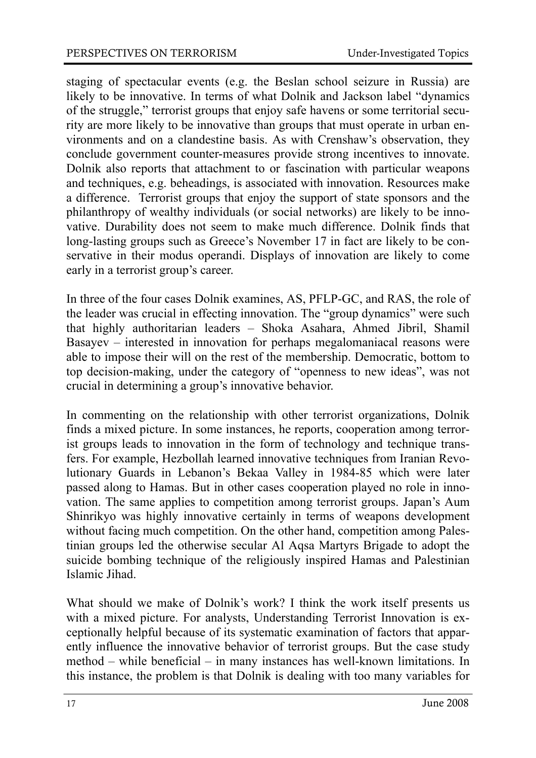staging of spectacular events (e.g. the Beslan school seizure in Russia) are likely to be innovative. In terms of what Dolnik and Jackson label "dynamics of the struggle," terrorist groups that enjoy safe havens or some territorial security are more likely to be innovative than groups that must operate in urban environments and on a clandestine basis. As with Crenshaw's observation, they conclude government counter-measures provide strong incentives to innovate. Dolnik also reports that attachment to or fascination with particular weapons and techniques, e.g. beheadings, is associated with innovation. Resources make a difference. Terrorist groups that enjoy the support of state sponsors and the philanthropy of wealthy individuals (or social networks) are likely to be innovative. Durability does not seem to make much difference. Dolnik finds that long-lasting groups such as Greece's November 17 in fact are likely to be conservative in their modus operandi. Displays of innovation are likely to come early in a terrorist group's career.

In three of the four cases Dolnik examines, AS, PFLP-GC, and RAS, the role of the leader was crucial in effecting innovation. The "group dynamics" were such that highly authoritarian leaders – Shoka Asahara, Ahmed Jibril, Shamil Basayev – interested in innovation for perhaps megalomaniacal reasons were able to impose their will on the rest of the membership. Democratic, bottom to top decision-making, under the category of "openness to new ideas", was not crucial in determining a group's innovative behavior.

In commenting on the relationship with other terrorist organizations, Dolnik finds a mixed picture. In some instances, he reports, cooperation among terrorist groups leads to innovation in the form of technology and technique transfers. For example, Hezbollah learned innovative techniques from Iranian Revolutionary Guards in Lebanon's Bekaa Valley in 1984-85 which were later passed along to Hamas. But in other cases cooperation played no role in innovation. The same applies to competition among terrorist groups. Japan's Aum Shinrikyo was highly innovative certainly in terms of weapons development without facing much competition. On the other hand, competition among Palestinian groups led the otherwise secular Al Aqsa Martyrs Brigade to adopt the suicide bombing technique of the religiously inspired Hamas and Palestinian Islamic Jihad.

What should we make of Dolnik's work? I think the work itself presents us with a mixed picture. For analysts, Understanding Terrorist Innovation is exceptionally helpful because of its systematic examination of factors that apparently influence the innovative behavior of terrorist groups. But the case study method – while beneficial – in many instances has well-known limitations. In this instance, the problem is that Dolnik is dealing with too many variables for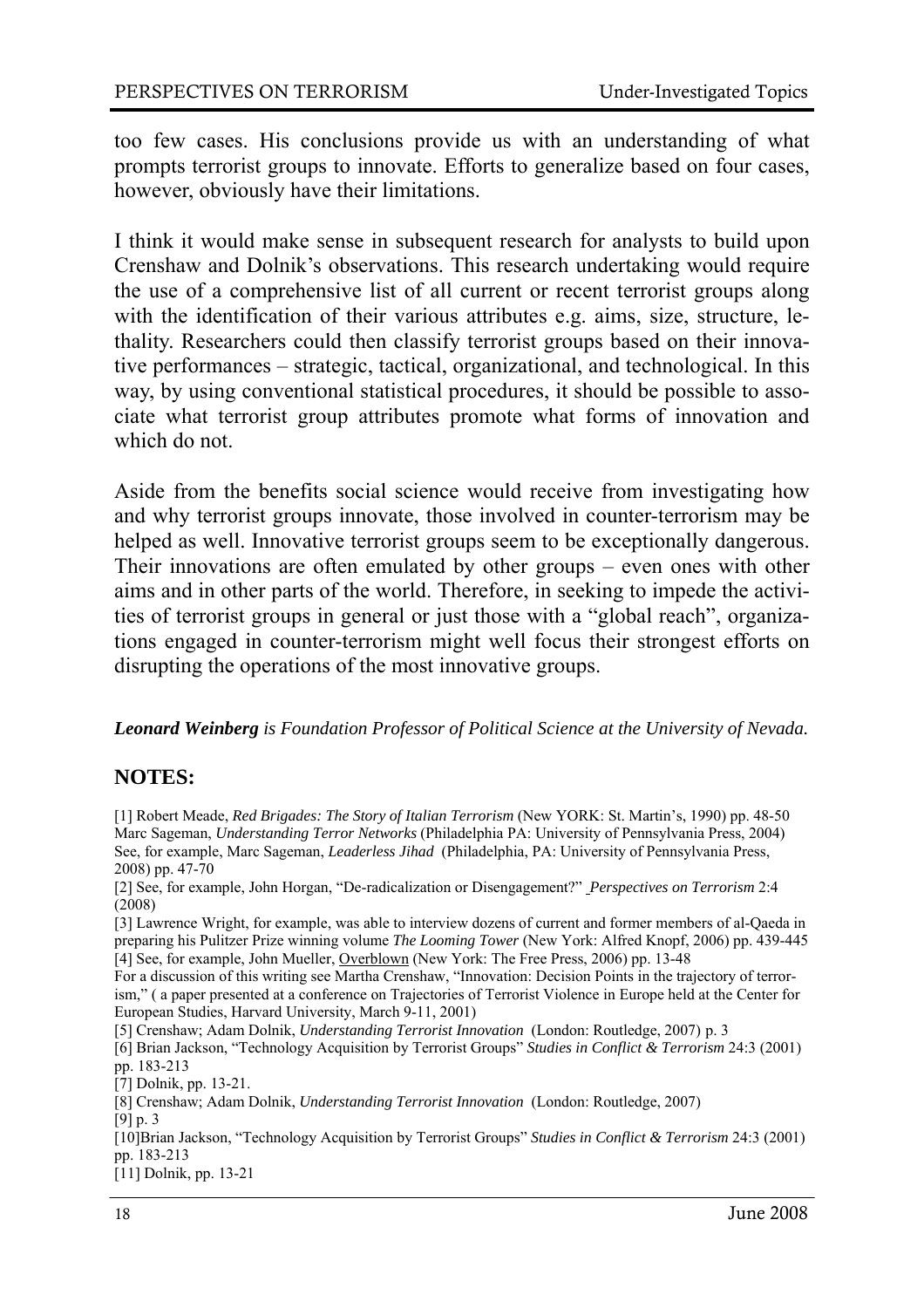too few cases. His conclusions provide us with an understanding of what prompts terrorist groups to innovate. Efforts to generalize based on four cases, however, obviously have their limitations.

I think it would make sense in subsequent research for analysts to build upon Crenshaw and Dolnik's observations. This research undertaking would require the use of a comprehensive list of all current or recent terrorist groups along with the identification of their various attributes e.g. aims, size, structure, lethality. Researchers could then classify terrorist groups based on their innovative performances – strategic, tactical, organizational, and technological. In this way, by using conventional statistical procedures, it should be possible to associate what terrorist group attributes promote what forms of innovation and which do not.

Aside from the benefits social science would receive from investigating how and why terrorist groups innovate, those involved in counter-terrorism may be helped as well. Innovative terrorist groups seem to be exceptionally dangerous. Their innovations are often emulated by other groups – even ones with other aims and in other parts of the world. Therefore, in seeking to impede the activities of terrorist groups in general or just those with a "global reach", organizations engaged in counter-terrorism might well focus their strongest efforts on disrupting the operations of the most innovative groups.

***Leonard Weinberg** is Foundation Professor of Political Science at the University of Nevada.*

## NOTES:

[1] Robert Meade, *Red Brigades: The Story of Italian Terrorism* (New YORK: St. Martin's, 1990) pp. 48-50
Marc Sageman, *Understanding Terror Networks* (Philadelphia PA: University of Pennsylvania Press, 2004)
See, for example, Marc Sageman, *Leaderless Jihad* (Philadelphia, PA: University of Pennsylvania Press, 2008) pp. 47-70

[2] See, for example, John Horgan, "De-radicalization or Disengagement?" *Perspectives on Terrorism* 2:4 (2008)

[3] Lawrence Wright, for example, was able to interview dozens of current and former members of al-Qaeda in preparing his Pulitzer Prize winning volume *The Looming Tower* (New York: Alfred Knopf, 2006) pp. 439-445

[4] See, for example, John Mueller, Overblown (New York: The Free Press, 2006) pp. 13-48
For a discussion of this writing see Martha Crenshaw, "Innovation: Decision Points in the trajectory of terrorism," ( a paper presented at a conference on Trajectories of Terrorist Violence in Europe held at the Center for European Studies, Harvard University, March 9-11, 2001)

[5] Crenshaw; Adam Dolnik, *Understanding Terrorist Innovation* (London: Routledge, 2007) p. 3

[6] Brian Jackson, "Technology Acquisition by Terrorist Groups" *Studies in Conflict & Terrorism* 24:3 (2001) pp. 183-213

[7] Dolnik, pp. 13-21.

[8] Crenshaw; Adam Dolnik, *Understanding Terrorist Innovation* (London: Routledge, 2007)

[9] p. 3

[10]Brian Jackson, "Technology Acquisition by Terrorist Groups" *Studies in Conflict & Terrorism* 24:3 (2001) pp. 183-213

[11] Dolnik, pp. 13-21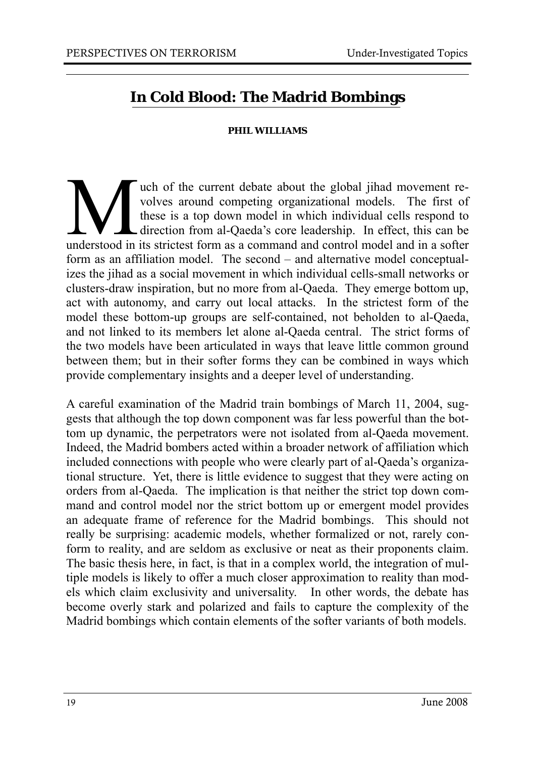# In Cold Blood: The Madrid Bombings

**PHIL WILLIAMS**

Much of the current debate about the global jihad movement revolves around competing organizational models. The first of these is a top down model in which individual cells respond to direction from al-Qaeda's core leadership. In effect, this can be understood in its strictest form as a command and control model and in a softer form as an affiliation model. The second – and alternative model conceptualizes the jihad as a social movement in which individual cells-small networks or clusters-draw inspiration, but no more from al-Qaeda. They emerge bottom up, act with autonomy, and carry out local attacks. In the strictest form of the model these bottom-up groups are self-contained, not beholden to al-Qaeda, and not linked to its members let alone al-Qaeda central. The strict forms of the two models have been articulated in ways that leave little common ground between them; but in their softer forms they can be combined in ways which provide complementary insights and a deeper level of understanding.

A careful examination of the Madrid train bombings of March 11, 2004, suggests that although the top down component was far less powerful than the bottom up dynamic, the perpetrators were not isolated from al-Qaeda movement. Indeed, the Madrid bombers acted within a broader network of affiliation which included connections with people who were clearly part of al-Qaeda's organizational structure. Yet, there is little evidence to suggest that they were acting on orders from al-Qaeda. The implication is that neither the strict top down command and control model nor the strict bottom up or emergent model provides an adequate frame of reference for the Madrid bombings. This should not really be surprising: academic models, whether formalized or not, rarely conform to reality, and are seldom as exclusive or neat as their proponents claim. The basic thesis here, in fact, is that in a complex world, the integration of multiple models is likely to offer a much closer approximation to reality than models which claim exclusivity and universality. In other words, the debate has become overly stark and polarized and fails to capture the complexity of the Madrid bombings which contain elements of the softer variants of both models.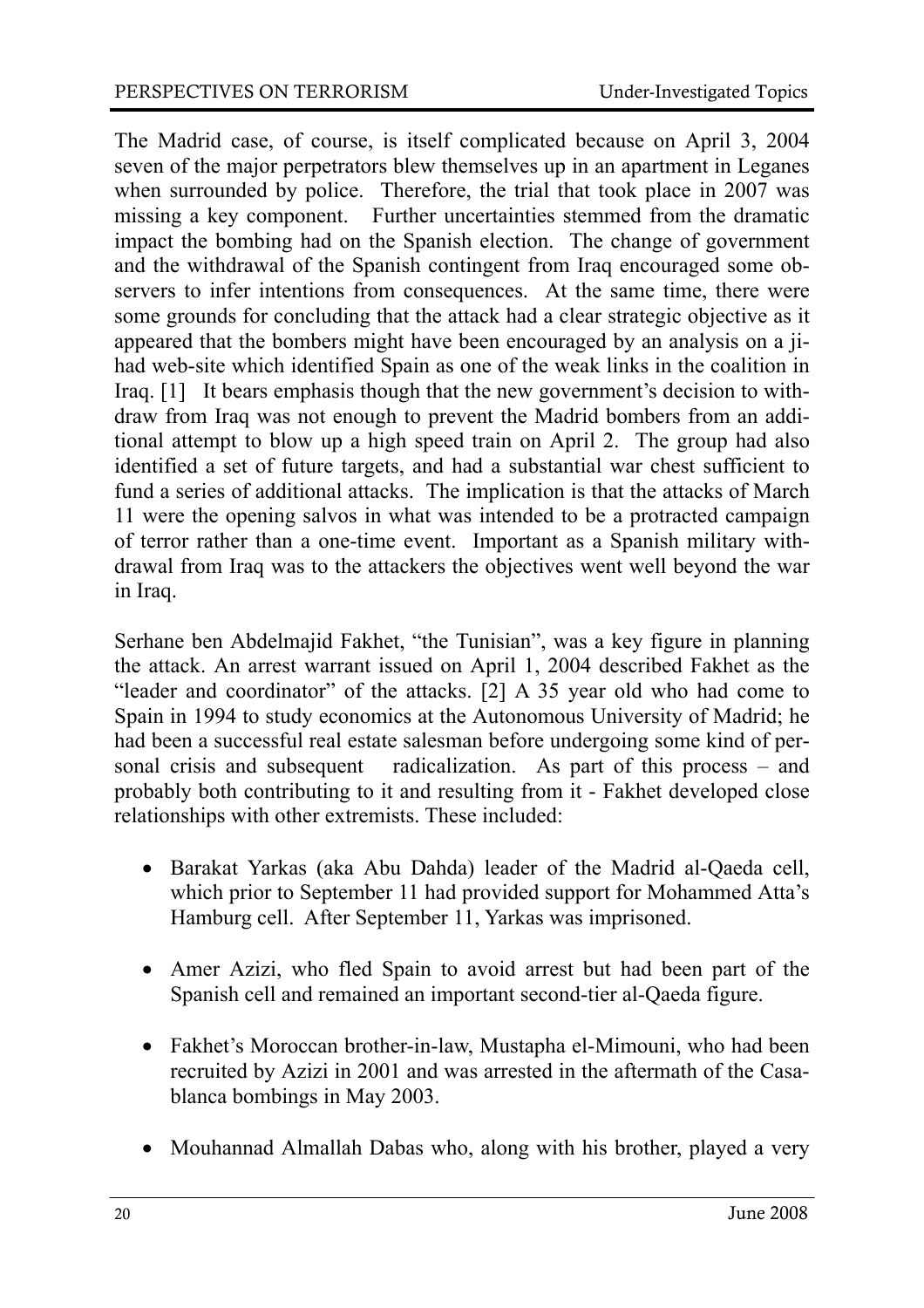The Madrid case, of course, is itself complicated because on April 3, 2004 seven of the major perpetrators blew themselves up in an apartment in Leganes when surrounded by police. Therefore, the trial that took place in 2007 was missing a key component. Further uncertainties stemmed from the dramatic impact the bombing had on the Spanish election. The change of government and the withdrawal of the Spanish contingent from Iraq encouraged some observers to infer intentions from consequences. At the same time, there were some grounds for concluding that the attack had a clear strategic objective as it appeared that the bombers might have been encouraged by an analysis on a jihad web-site which identified Spain as one of the weak links in the coalition in Iraq. [1] It bears emphasis though that the new government's decision to withdraw from Iraq was not enough to prevent the Madrid bombers from an additional attempt to blow up a high speed train on April 2. The group had also identified a set of future targets, and had a substantial war chest sufficient to fund a series of additional attacks. The implication is that the attacks of March 11 were the opening salvos in what was intended to be a protracted campaign of terror rather than a one-time event. Important as a Spanish military withdrawal from Iraq was to the attackers the objectives went well beyond the war in Iraq.

Serhane ben Abdelmajid Fakhet, "the Tunisian", was a key figure in planning the attack. An arrest warrant issued on April 1, 2004 described Fakhet as the "leader and coordinator" of the attacks. [2] A 35 year old who had come to Spain in 1994 to study economics at the Autonomous University of Madrid; he had been a successful real estate salesman before undergoing some kind of personal crisis and subsequent radicalization. As part of this process – and probably both contributing to it and resulting from it - Fakhet developed close relationships with other extremists. These included:

- Barakat Yarkas (aka Abu Dahda) leader of the Madrid al-Qaeda cell, which prior to September 11 had provided support for Mohammed Atta's Hamburg cell. After September 11, Yarkas was imprisoned.
- Amer Azizi, who fled Spain to avoid arrest but had been part of the Spanish cell and remained an important second-tier al-Qaeda figure.
- Fakhet's Moroccan brother-in-law, Mustapha el-Mimouni, who had been recruited by Azizi in 2001 and was arrested in the aftermath of the Casablanca bombings in May 2003.
- Mouhannad Almallah Dabas who, along with his brother, played a very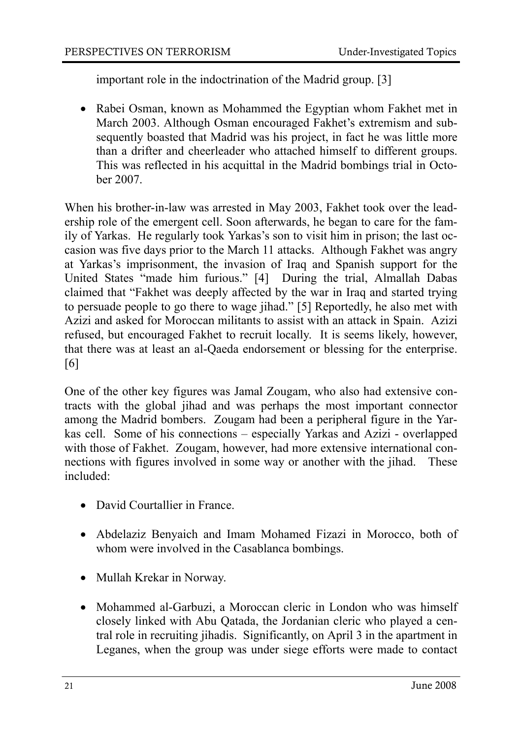important role in the indoctrination of the Madrid group. [3]

- Rabei Osman, known as Mohammed the Egyptian whom Fakhet met in March 2003. Although Osman encouraged Fakhet's extremism and subsequently boasted that Madrid was his project, in fact he was little more than a drifter and cheerleader who attached himself to different groups. This was reflected in his acquittal in the Madrid bombings trial in October 2007.

When his brother-in-law was arrested in May 2003, Fakhet took over the leadership role of the emergent cell. Soon afterwards, he began to care for the family of Yarkas. He regularly took Yarkas's son to visit him in prison; the last occasion was five days prior to the March 11 attacks. Although Fakhet was angry at Yarkas's imprisonment, the invasion of Iraq and Spanish support for the United States "made him furious." [4] During the trial, Almallah Dabas claimed that "Fakhet was deeply affected by the war in Iraq and started trying to persuade people to go there to wage jihad." [5] Reportedly, he also met with Azizi and asked for Moroccan militants to assist with an attack in Spain. Azizi refused, but encouraged Fakhet to recruit locally. It is seems likely, however, that there was at least an al-Qaeda endorsement or blessing for the enterprise. [6]

One of the other key figures was Jamal Zougam, who also had extensive contracts with the global jihad and was perhaps the most important connector among the Madrid bombers. Zougam had been a peripheral figure in the Yarkas cell. Some of his connections – especially Yarkas and Azizi - overlapped with those of Fakhet. Zougam, however, had more extensive international connections with figures involved in some way or another with the jihad. These included:

- David Courtallier in France.
- Abdelaziz Benyaich and Imam Mohamed Fizazi in Morocco, both of whom were involved in the Casablanca bombings.
- Mullah Krekar in Norway.
- Mohammed al-Garbuzi, a Moroccan cleric in London who was himself closely linked with Abu Qatada, the Jordanian cleric who played a central role in recruiting jihadis. Significantly, on April 3 in the apartment in Leganes, when the group was under siege efforts were made to contact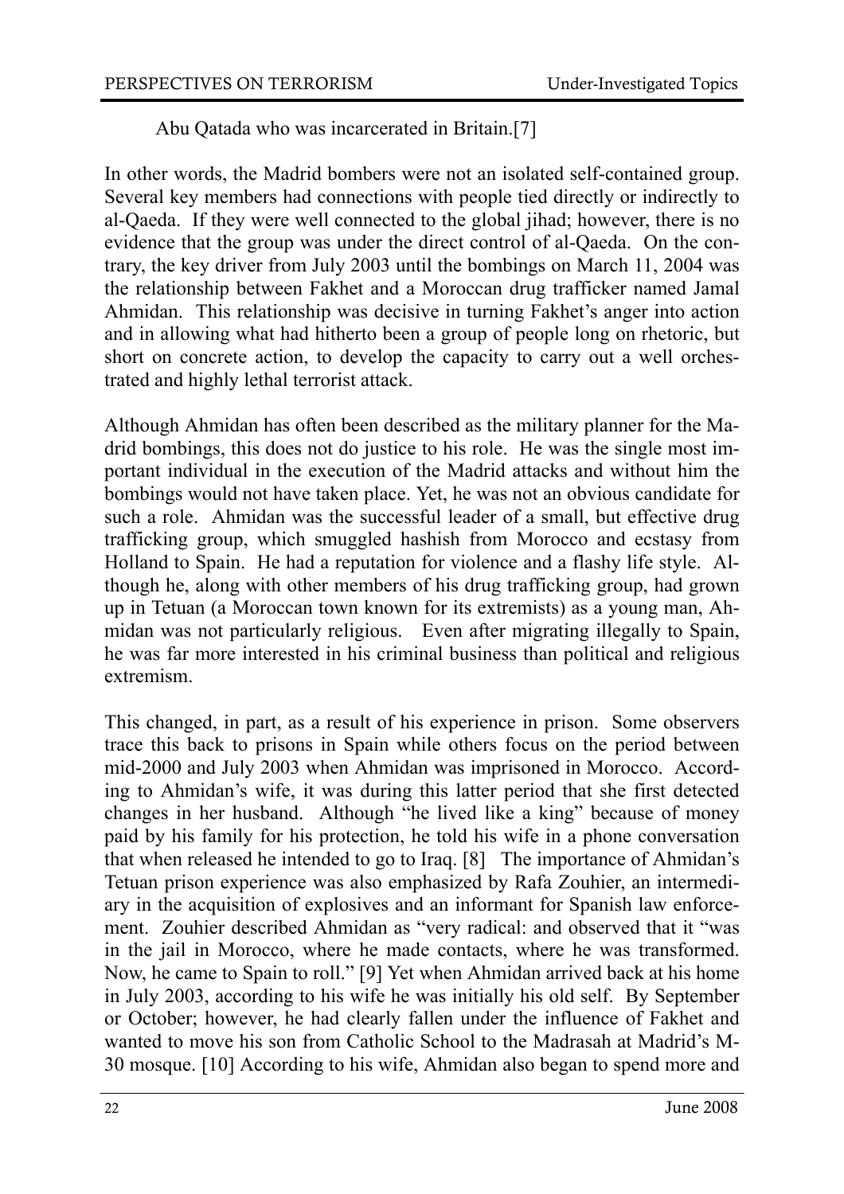Abu Qatada who was incarcerated in Britain.[7]

In other words, the Madrid bombers were not an isolated self-contained group. Several key members had connections with people tied directly or indirectly to al-Qaeda. If they were well connected to the global jihad; however, there is no evidence that the group was under the direct control of al-Qaeda. On the contrary, the key driver from July 2003 until the bombings on March 11, 2004 was the relationship between Fakhet and a Moroccan drug trafficker named Jamal Ahmidan. This relationship was decisive in turning Fakhet's anger into action and in allowing what had hitherto been a group of people long on rhetoric, but short on concrete action, to develop the capacity to carry out a well orchestrated and highly lethal terrorist attack.

Although Ahmidan has often been described as the military planner for the Madrid bombings, this does not do justice to his role. He was the single most important individual in the execution of the Madrid attacks and without him the bombings would not have taken place. Yet, he was not an obvious candidate for such a role. Ahmidan was the successful leader of a small, but effective drug trafficking group, which smuggled hashish from Morocco and ecstasy from Holland to Spain. He had a reputation for violence and a flashy life style. Although he, along with other members of his drug trafficking group, had grown up in Tetuan (a Moroccan town known for its extremists) as a young man, Ahmidan was not particularly religious. Even after migrating illegally to Spain, he was far more interested in his criminal business than political and religious extremism.

This changed, in part, as a result of his experience in prison. Some observers trace this back to prisons in Spain while others focus on the period between mid-2000 and July 2003 when Ahmidan was imprisoned in Morocco. According to Ahmidan's wife, it was during this latter period that she first detected changes in her husband. Although "he lived like a king" because of money paid by his family for his protection, he told his wife in a phone conversation that when released he intended to go to Iraq. [8] The importance of Ahmidan's Tetuan prison experience was also emphasized by Rafa Zouhier, an intermediary in the acquisition of explosives and an informant for Spanish law enforcement. Zouhier described Ahmidan as "very radical: and observed that it "was in the jail in Morocco, where he made contacts, where he was transformed. Now, he came to Spain to roll." [9] Yet when Ahmidan arrived back at his home in July 2003, according to his wife he was initially his old self. By September or October; however, he had clearly fallen under the influence of Fakhet and wanted to move his son from Catholic School to the Madrasah at Madrid's M-30 mosque. [10] According to his wife, Ahmidan also began to spend more and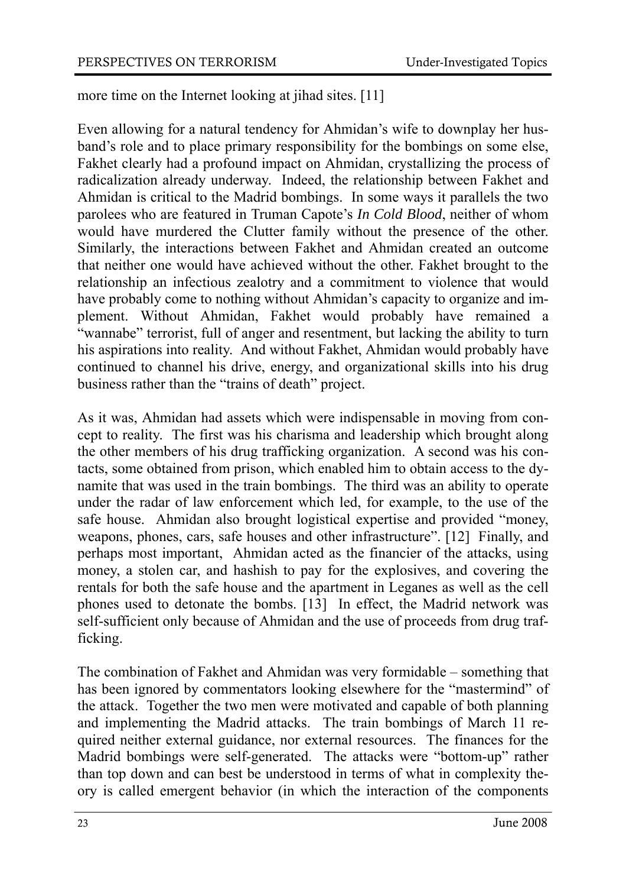more time on the Internet looking at jihad sites. [11]

Even allowing for a natural tendency for Ahmidan's wife to downplay her husband's role and to place primary responsibility for the bombings on some else, Fakhet clearly had a profound impact on Ahmidan, crystallizing the process of radicalization already underway. Indeed, the relationship between Fakhet and Ahmidan is critical to the Madrid bombings. In some ways it parallels the two parolees who are featured in Truman Capote's *In Cold Blood*, neither of whom would have murdered the Clutter family without the presence of the other. Similarly, the interactions between Fakhet and Ahmidan created an outcome that neither one would have achieved without the other. Fakhet brought to the relationship an infectious zealotry and a commitment to violence that would have probably come to nothing without Ahmidan's capacity to organize and implement. Without Ahmidan, Fakhet would probably have remained a "wannabe" terrorist, full of anger and resentment, but lacking the ability to turn his aspirations into reality. And without Fakhet, Ahmidan would probably have continued to channel his drive, energy, and organizational skills into his drug business rather than the "trains of death" project.

As it was, Ahmidan had assets which were indispensable in moving from concept to reality. The first was his charisma and leadership which brought along the other members of his drug trafficking organization. A second was his contacts, some obtained from prison, which enabled him to obtain access to the dynamite that was used in the train bombings. The third was an ability to operate under the radar of law enforcement which led, for example, to the use of the safe house. Ahmidan also brought logistical expertise and provided "money, weapons, phones, cars, safe houses and other infrastructure". [12] Finally, and perhaps most important, Ahmidan acted as the financier of the attacks, using money, a stolen car, and hashish to pay for the explosives, and covering the rentals for both the safe house and the apartment in Leganes as well as the cell phones used to detonate the bombs. [13] In effect, the Madrid network was self-sufficient only because of Ahmidan and the use of proceeds from drug trafficking.

The combination of Fakhet and Ahmidan was very formidable – something that has been ignored by commentators looking elsewhere for the "mastermind" of the attack. Together the two men were motivated and capable of both planning and implementing the Madrid attacks. The train bombings of March 11 required neither external guidance, nor external resources. The finances for the Madrid bombings were self-generated. The attacks were "bottom-up" rather than top down and can best be understood in terms of what in complexity theory is called emergent behavior (in which the interaction of the components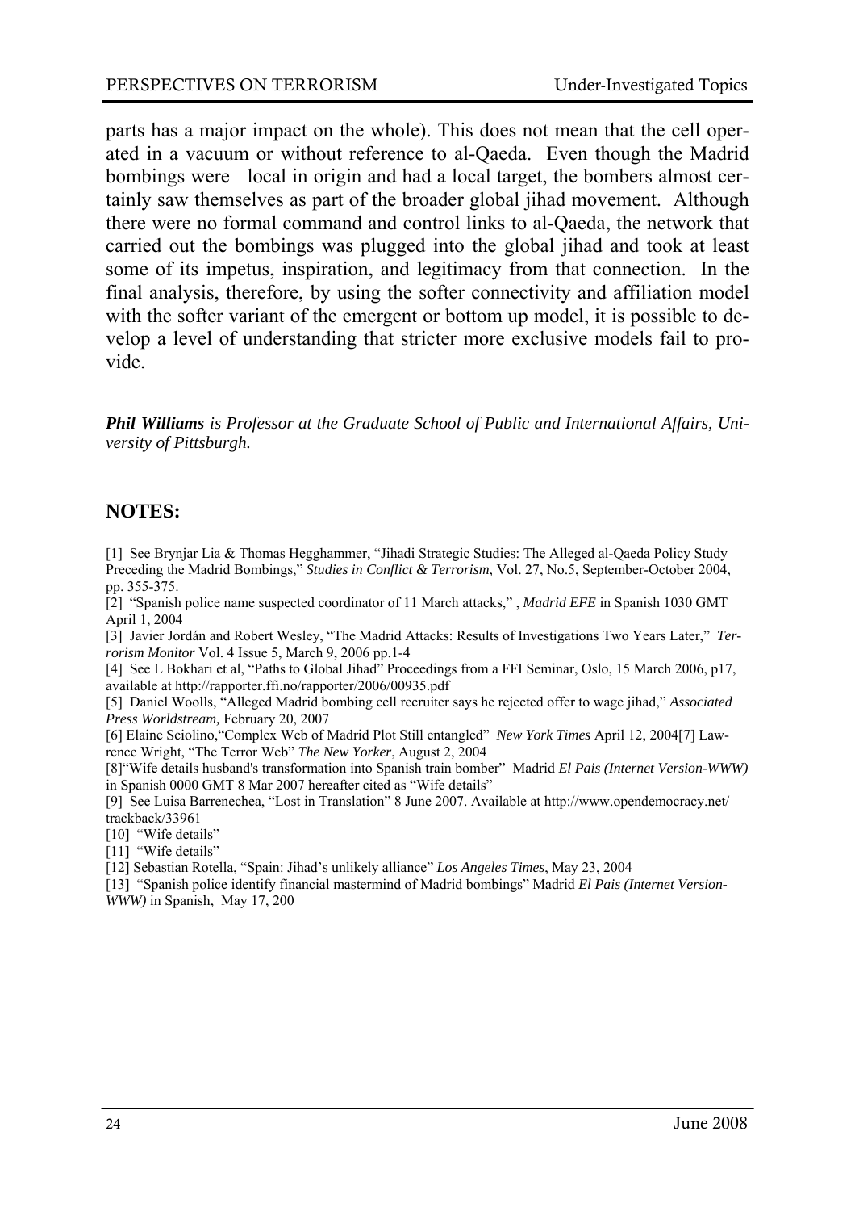parts has a major impact on the whole). This does not mean that the cell operated in a vacuum or without reference to al-Qaeda. Even though the Madrid bombings were local in origin and had a local target, the bombers almost certainly saw themselves as part of the broader global jihad movement. Although there were no formal command and control links to al-Qaeda, the network that carried out the bombings was plugged into the global jihad and took at least some of its impetus, inspiration, and legitimacy from that connection. In the final analysis, therefore, by using the softer connectivity and affiliation model with the softer variant of the emergent or bottom up model, it is possible to develop a level of understanding that stricter more exclusive models fail to provide.

***Phil Williams** is Professor at the Graduate School of Public and International Affairs, University of Pittsburgh.*

## NOTES:

[1] See Brynjar Lia & Thomas Hegghammer, "Jihadi Strategic Studies: The Alleged al-Qaeda Policy Study Preceding the Madrid Bombings," *Studies in Conflict & Terrorism*, Vol. 27, No.5, September-October 2004, pp. 355-375.

[2] "Spanish police name suspected coordinator of 11 March attacks," , *Madrid EFE* in Spanish 1030 GMT April 1, 2004

[3] Javier Jordán and Robert Wesley, "The Madrid Attacks: Results of Investigations Two Years Later," *Terrorism Monitor* Vol. 4 Issue 5, March 9, 2006 pp.1-4

[4] See L Bokhari et al, "Paths to Global Jihad" Proceedings from a FFI Seminar, Oslo, 15 March 2006, p17, available at http://rapporter.ffi.no/rapporter/2006/00935.pdf

[5] Daniel Woolls, "Alleged Madrid bombing cell recruiter says he rejected offer to wage jihad," *Associated Press Worldstream,* February 20, 2007

[6] Elaine Sciolino,"Complex Web of Madrid Plot Still entangled" *New York Times* April 12, 2004[7] Lawrence Wright, "The Terror Web" *The New Yorker*, August 2, 2004

[8]"Wife details husband's transformation into Spanish train bomber" Madrid *El Pais (Internet Version-WWW)* in Spanish 0000 GMT 8 Mar 2007 hereafter cited as "Wife details"

[9] See Luisa Barrenechea, "Lost in Translation" 8 June 2007. Available at http://www.opendemocracy.net/trackback/33961

[10] "Wife details"

[11] "Wife details"

[12] Sebastian Rotella, "Spain: Jihad's unlikely alliance" *Los Angeles Times*, May 23, 2004

[13] "Spanish police identify financial mastermind of Madrid bombings" Madrid *El Pais (Internet Version-WWW)* in Spanish, May 17, 200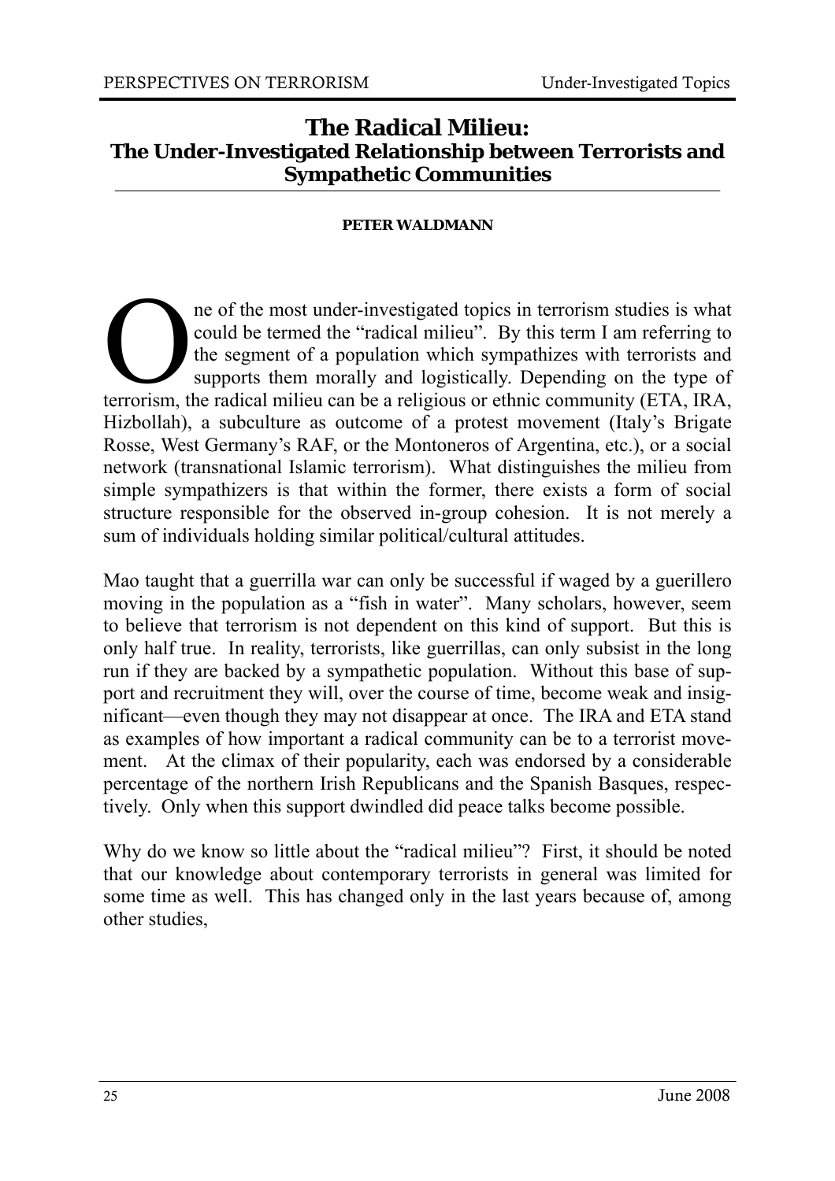# The Radical Milieu:
## The Under-Investigated Relationship between Terrorists and Sympathetic Communities

**PETER WALDMANN**

One of the most under-investigated topics in terrorism studies is what could be termed the "radical milieu". By this term I am referring to the segment of a population which sympathizes with terrorists and supports them morally and logistically. Depending on the type of terrorism, the radical milieu can be a religious or ethnic community (ETA, IRA, Hizbollah), a subculture as outcome of a protest movement (Italy's Brigate Rosse, West Germany's RAF, or the Montoneros of Argentina, etc.), or a social network (transnational Islamic terrorism). What distinguishes the milieu from simple sympathizers is that within the former, there exists a form of social structure responsible for the observed in-group cohesion. It is not merely a sum of individuals holding similar political/cultural attitudes.

Mao taught that a guerrilla war can only be successful if waged by a guerillero moving in the population as a "fish in water". Many scholars, however, seem to believe that terrorism is not dependent on this kind of support. But this is only half true. In reality, terrorists, like guerrillas, can only subsist in the long run if they are backed by a sympathetic population. Without this base of support and recruitment they will, over the course of time, become weak and insignificant—even though they may not disappear at once. The IRA and ETA stand as examples of how important a radical community can be to a terrorist movement. At the climax of their popularity, each was endorsed by a considerable percentage of the northern Irish Republicans and the Spanish Basques, respectively. Only when this support dwindled did peace talks become possible.

Why do we know so little about the "radical milieu"? First, it should be noted that our knowledge about contemporary terrorists in general was limited for some time as well. This has changed only in the last years because of, among other studies,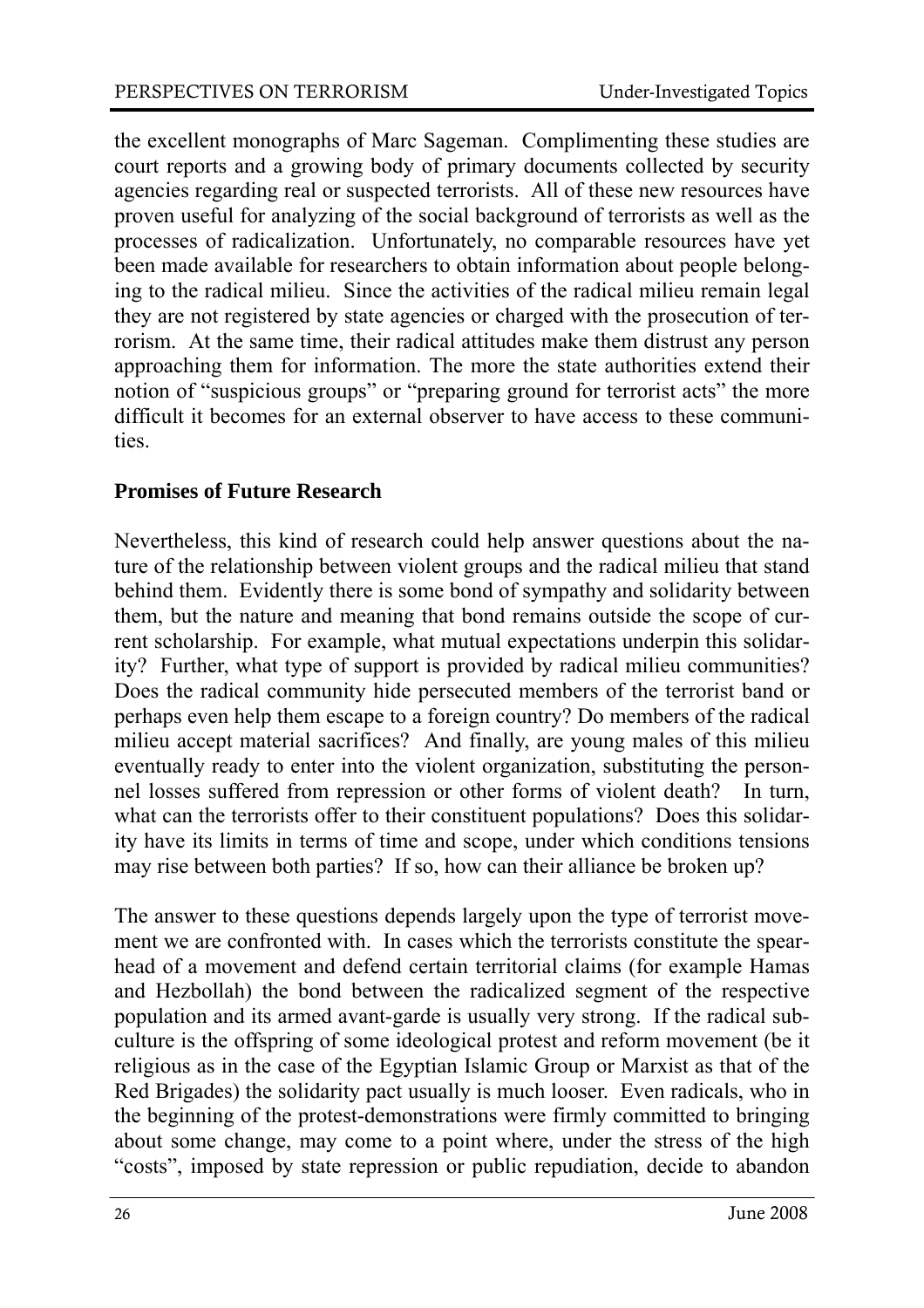the excellent monographs of Marc Sageman. Complimenting these studies are court reports and a growing body of primary documents collected by security agencies regarding real or suspected terrorists. All of these new resources have proven useful for analyzing of the social background of terrorists as well as the processes of radicalization. Unfortunately, no comparable resources have yet been made available for researchers to obtain information about people belonging to the radical milieu. Since the activities of the radical milieu remain legal they are not registered by state agencies or charged with the prosecution of terrorism. At the same time, their radical attitudes make them distrust any person approaching them for information. The more the state authorities extend their notion of "suspicious groups" or "preparing ground for terrorist acts" the more difficult it becomes for an external observer to have access to these communities.

**Promises of Future Research**

Nevertheless, this kind of research could help answer questions about the nature of the relationship between violent groups and the radical milieu that stand behind them. Evidently there is some bond of sympathy and solidarity between them, but the nature and meaning that bond remains outside the scope of current scholarship. For example, what mutual expectations underpin this solidarity? Further, what type of support is provided by radical milieu communities? Does the radical community hide persecuted members of the terrorist band or perhaps even help them escape to a foreign country? Do members of the radical milieu accept material sacrifices? And finally, are young males of this milieu eventually ready to enter into the violent organization, substituting the personnel losses suffered from repression or other forms of violent death? In turn, what can the terrorists offer to their constituent populations? Does this solidarity have its limits in terms of time and scope, under which conditions tensions may rise between both parties? If so, how can their alliance be broken up?

The answer to these questions depends largely upon the type of terrorist movement we are confronted with. In cases which the terrorists constitute the spearhead of a movement and defend certain territorial claims (for example Hamas and Hezbollah) the bond between the radicalized segment of the respective population and its armed avant-garde is usually very strong. If the radical subculture is the offspring of some ideological protest and reform movement (be it religious as in the case of the Egyptian Islamic Group or Marxist as that of the Red Brigades) the solidarity pact usually is much looser. Even radicals, who in the beginning of the protest-demonstrations were firmly committed to bringing about some change, may come to a point where, under the stress of the high "costs", imposed by state repression or public repudiation, decide to abandon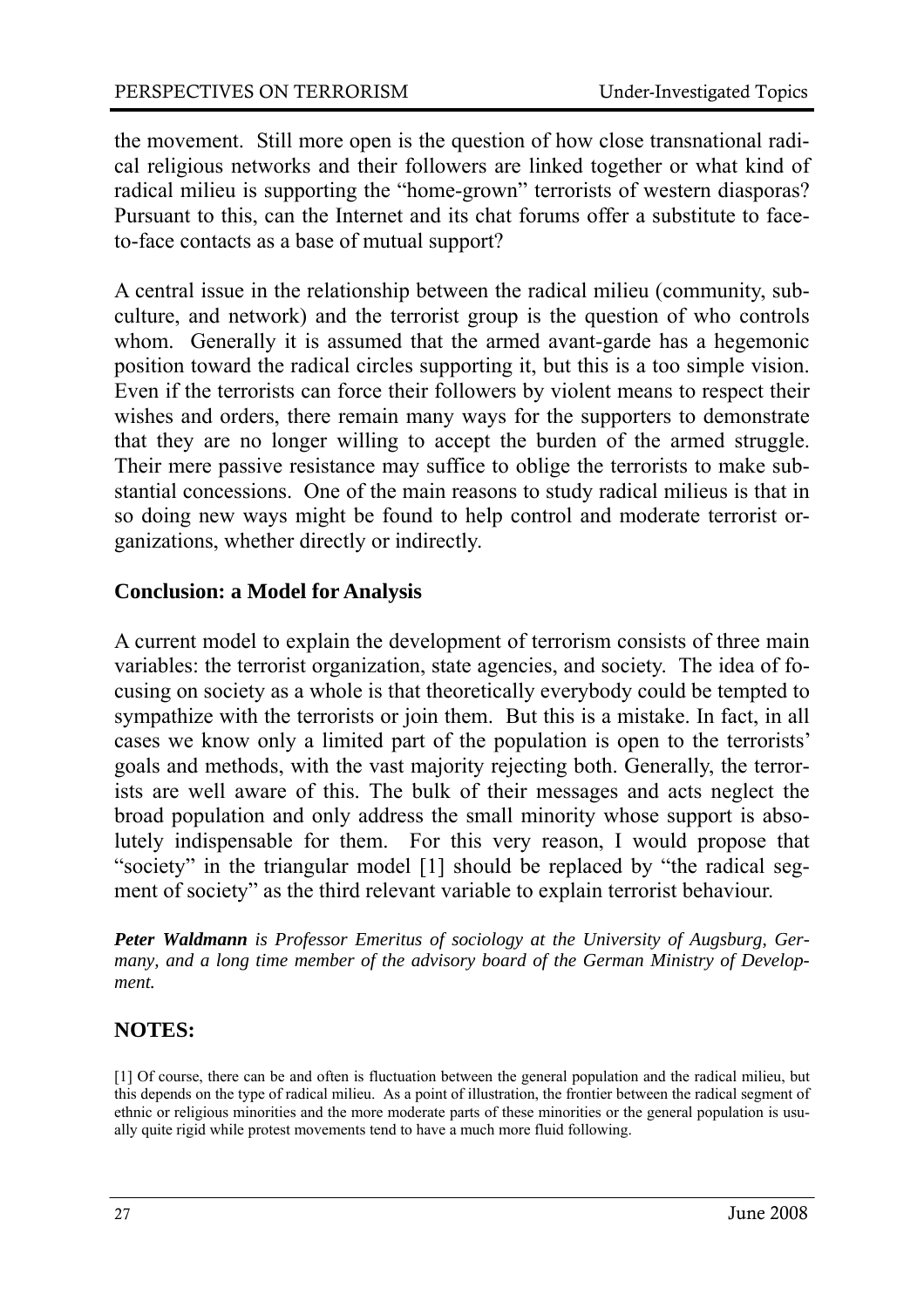the movement. Still more open is the question of how close transnational radical religious networks and their followers are linked together or what kind of radical milieu is supporting the "home-grown" terrorists of western diasporas? Pursuant to this, can the Internet and its chat forums offer a substitute to face-to-face contacts as a base of mutual support?

A central issue in the relationship between the radical milieu (community, subculture, and network) and the terrorist group is the question of who controls whom. Generally it is assumed that the armed avant-garde has a hegemonic position toward the radical circles supporting it, but this is a too simple vision. Even if the terrorists can force their followers by violent means to respect their wishes and orders, there remain many ways for the supporters to demonstrate that they are no longer willing to accept the burden of the armed struggle. Their mere passive resistance may suffice to oblige the terrorists to make substantial concessions. One of the main reasons to study radical milieus is that in so doing new ways might be found to help control and moderate terrorist organizations, whether directly or indirectly.

## Conclusion: a Model for Analysis

A current model to explain the development of terrorism consists of three main variables: the terrorist organization, state agencies, and society. The idea of focusing on society as a whole is that theoretically everybody could be tempted to sympathize with the terrorists or join them. But this is a mistake. In fact, in all cases we know only a limited part of the population is open to the terrorists' goals and methods, with the vast majority rejecting both. Generally, the terrorists are well aware of this. The bulk of their messages and acts neglect the broad population and only address the small minority whose support is absolutely indispensable for them. For this very reason, I would propose that "society" in the triangular model [1] should be replaced by "the radical segment of society" as the third relevant variable to explain terrorist behaviour.

***Peter Waldmann*** *is Professor Emeritus of sociology at the University of Augsburg, Germany, and a long time member of the advisory board of the German Ministry of Development.*

## NOTES:

[1] Of course, there can be and often is fluctuation between the general population and the radical milieu, but this depends on the type of radical milieu. As a point of illustration, the frontier between the radical segment of ethnic or religious minorities and the more moderate parts of these minorities or the general population is usually quite rigid while protest movements tend to have a much more fluid following.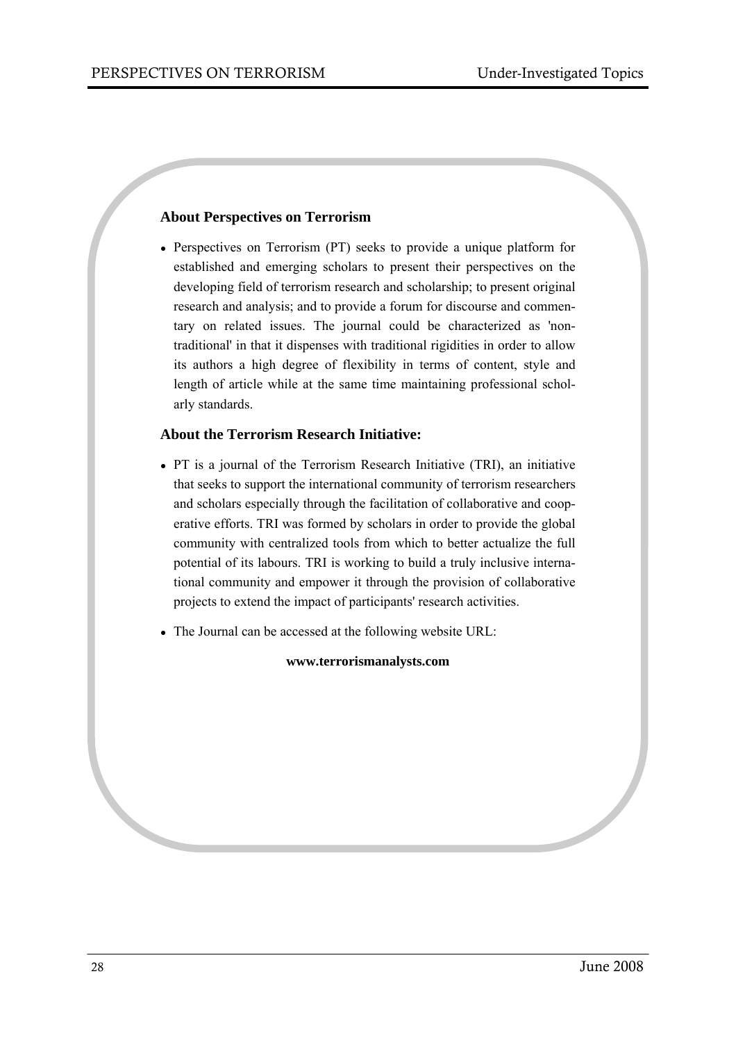## About Perspectives on Terrorism

- Perspectives on Terrorism (PT) seeks to provide a unique platform for established and emerging scholars to present their perspectives on the developing field of terrorism research and scholarship; to present original research and analysis; and to provide a forum for discourse and commentary on related issues. The journal could be characterized as 'non-traditional' in that it dispenses with traditional rigidities in order to allow its authors a high degree of flexibility in terms of content, style and length of article while at the same time maintaining professional scholarly standards.

## About the Terrorism Research Initiative:

- PT is a journal of the Terrorism Research Initiative (TRI), an initiative that seeks to support the international community of terrorism researchers and scholars especially through the facilitation of collaborative and cooperative efforts. TRI was formed by scholars in order to provide the global community with centralized tools from which to better actualize the full potential of its labours. TRI is working to build a truly inclusive international community and empower it through the provision of collaborative projects to extend the impact of participants' research activities.

- The Journal can be accessed at the following website URL:

**www.terrorismanalysts.com**